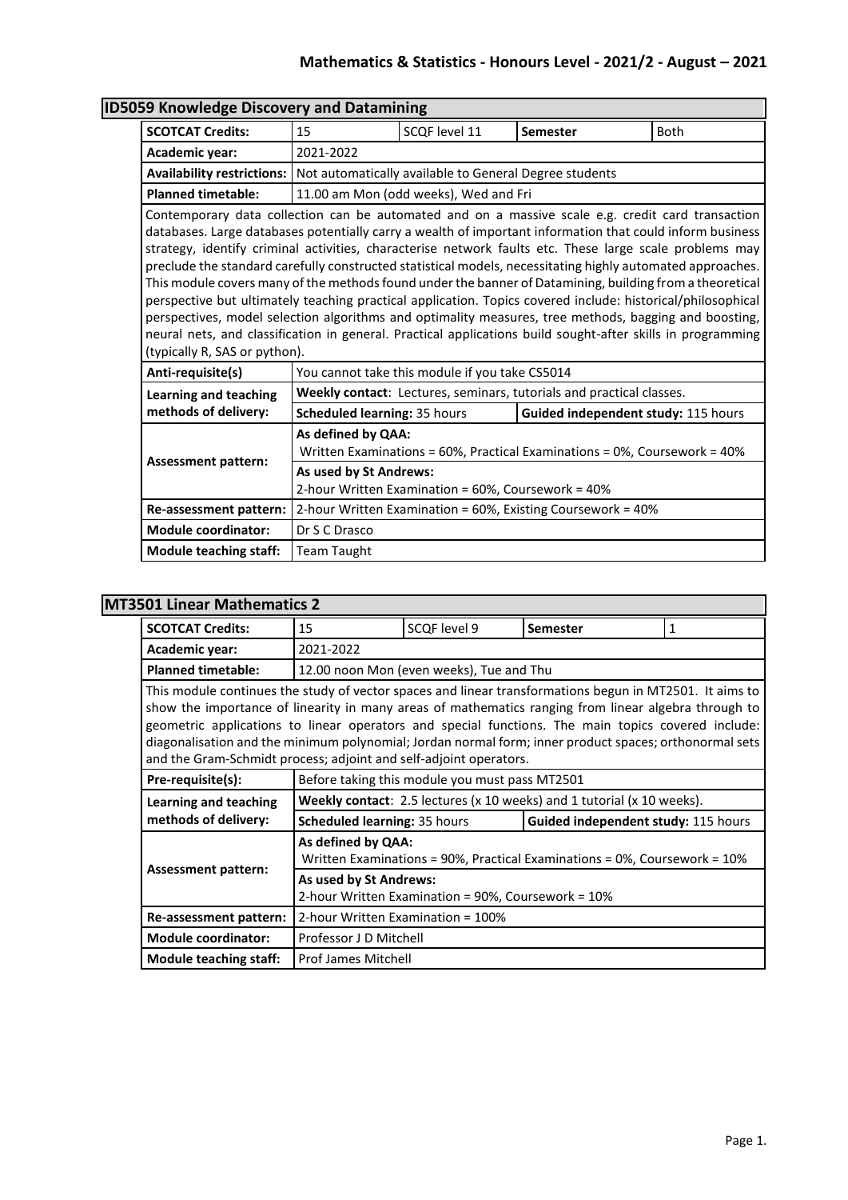## ID5059 Knowledge Discovery and Datamining

| SCOTCAT Credits: | 15 | SCQF level 11 | Semester | Both |
|---|---|---|---|---|
| Academic year: | 2021-2022 | | | |
| Availability restrictions: | Not automatically available to General Degree students | | | |
| Planned timetable: | 11.00 am Mon (odd weeks), Wed and Fri | | | |

Contemporary data collection can be automated and on a massive scale e.g. credit card transaction databases. Large databases potentially carry a wealth of important information that could inform business strategy, identify criminal activities, characterise network faults etc. These large scale problems may preclude the standard carefully constructed statistical models, necessitating highly automated approaches. This module covers many of the methods found under the banner of Datamining, building from a theoretical perspective but ultimately teaching practical application. Topics covered include: historical/philosophical perspectives, model selection algorithms and optimality measures, tree methods, bagging and boosting, neural nets, and classification in general. Practical applications build sought-after skills in programming (typically R, SAS or python).

| | | |
|---|---|---|
| Anti-requisite(s) | You cannot take this module if you take CS5014 | |
| Learning and teaching methods of delivery: | **Weekly contact**: Lectures, seminars, tutorials and practical classes. | |
| | **Scheduled learning:** 35 hours | **Guided independent study:** 115 hours |
| Assessment pattern: | **As defined by QAA:** Written Examinations = 60%, Practical Examinations = 0%, Coursework = 40% | |
| | **As used by St Andrews:** 2-hour Written Examination = 60%, Coursework = 40% | |
| Re-assessment pattern: | 2-hour Written Examination = 60%, Existing Coursework = 40% | |
| Module coordinator: | Dr S C Drasco | |
| Module teaching staff: | Team Taught | |

## MT3501 Linear Mathematics 2

| SCOTCAT Credits: | 15 | SCQF level 9 | Semester | 1 |
|---|---|---|---|---|
| Academic year: | 2021-2022 | | | |
| Planned timetable: | 12.00 noon Mon (even weeks), Tue and Thu | | | |

This module continues the study of vector spaces and linear transformations begun in MT2501. It aims to show the importance of linearity in many areas of mathematics ranging from linear algebra through to geometric applications to linear operators and special functions. The main topics covered include: diagonalisation and the minimum polynomial; Jordan normal form; inner product spaces; orthonormal sets and the Gram-Schmidt process; adjoint and self-adjoint operators.

| | | |
|---|---|---|
| Pre-requisite(s): | Before taking this module you must pass MT2501 | |
| Learning and teaching methods of delivery: | **Weekly contact**: 2.5 lectures (x 10 weeks) and 1 tutorial (x 10 weeks). | |
| | **Scheduled learning:** 35 hours | **Guided independent study:** 115 hours |
| Assessment pattern: | **As defined by QAA:** Written Examinations = 90%, Practical Examinations = 0%, Coursework = 10% | |
| | **As used by St Andrews:** 2-hour Written Examination = 90%, Coursework = 10% | |
| Re-assessment pattern: | 2-hour Written Examination = 100% | |
| Module coordinator: | Professor J D Mitchell | |
| Module teaching staff: | Prof James Mitchell | |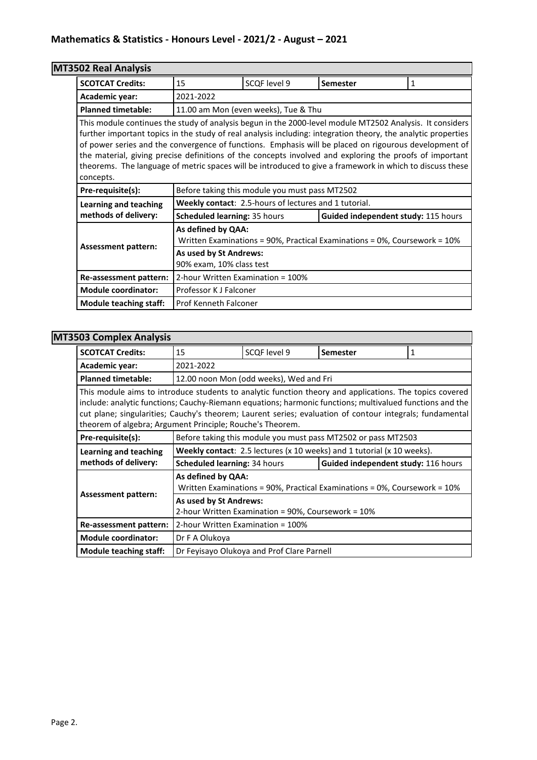# Mathematics & Statistics - Honours Level - 2021/2 - August – 2021

## MT3502 Real Analysis

| | | | | |
|---|---|---|---|---|
| **SCOTCAT Credits:** | 15 | SCQF level 9 | **Semester** | 1 |
| **Academic year:** | 2021-2022 | | | |
| **Planned timetable:** | 11.00 am Mon (even weeks), Tue & Thu | | | |

This module continues the study of analysis begun in the 2000-level module MT2502 Analysis. It considers further important topics in the study of real analysis including: integration theory, the analytic properties of power series and the convergence of functions. Emphasis will be placed on rigourous development of the material, giving precise definitions of the concepts involved and exploring the proofs of important theorems. The language of metric spaces will be introduced to give a framework in which to discuss these concepts.

| | | |
|---|---|---|
| **Pre-requisite(s):** | Before taking this module you must pass MT2502 | |
| **Learning and teaching methods of delivery:** | **Weekly contact**: 2.5-hours of lectures and 1 tutorial. | |
| | **Scheduled learning:** 35 hours | **Guided independent study:** 115 hours |
| **Assessment pattern:** | **As defined by QAA:** Written Examinations = 90%, Practical Examinations = 0%, Coursework = 10% | |
| | **As used by St Andrews:** 90% exam, 10% class test | |
| **Re-assessment pattern:** | 2-hour Written Examination = 100% | |
| **Module coordinator:** | Professor K J Falconer | |
| **Module teaching staff:** | Prof Kenneth Falconer | |

## MT3503 Complex Analysis

| | | | | |
|---|---|---|---|---|
| **SCOTCAT Credits:** | 15 | SCQF level 9 | **Semester** | 1 |
| **Academic year:** | 2021-2022 | | | |
| **Planned timetable:** | 12.00 noon Mon (odd weeks), Wed and Fri | | | |

This module aims to introduce students to analytic function theory and applications. The topics covered include: analytic functions; Cauchy-Riemann equations; harmonic functions; multivalued functions and the cut plane; singularities; Cauchy's theorem; Laurent series; evaluation of contour integrals; fundamental theorem of algebra; Argument Principle; Rouche's Theorem.

| | | |
|---|---|---|
| **Pre-requisite(s):** | Before taking this module you must pass MT2502 or pass MT2503 | |
| **Learning and teaching methods of delivery:** | **Weekly contact**: 2.5 lectures (x 10 weeks) and 1 tutorial (x 10 weeks). | |
| | **Scheduled learning:** 34 hours | **Guided independent study:** 116 hours |
| **Assessment pattern:** | **As defined by QAA:** Written Examinations = 90%, Practical Examinations = 0%, Coursework = 10% | |
| | **As used by St Andrews:** 2-hour Written Examination = 90%, Coursework = 10% | |
| **Re-assessment pattern:** | 2-hour Written Examination = 100% | |
| **Module coordinator:** | Dr F A Olukoya | |
| **Module teaching staff:** | Dr Feyisayo Olukoya and Prof Clare Parnell | |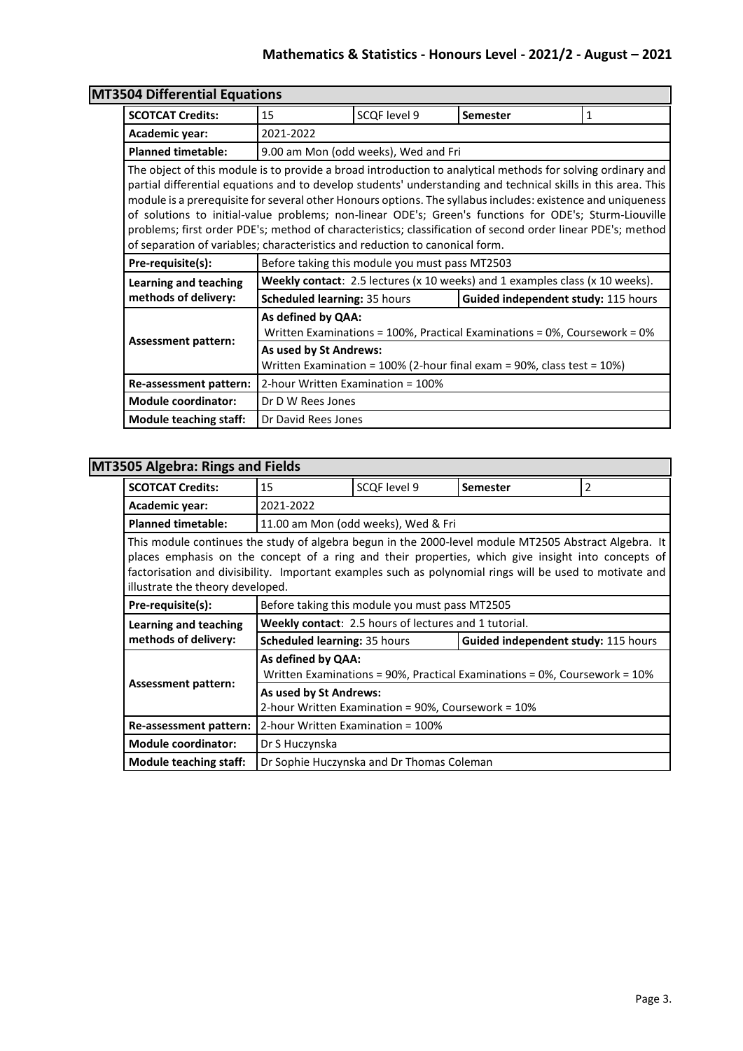## MT3504 Differential Equations

| SCOTCAT Credits: | 15 | SCQF level 9 | Semester | 1 |
|---|---|---|---|---|
| Academic year: | 2021-2022 | | | |
| Planned timetable: | 9.00 am Mon (odd weeks), Wed and Fri | | | |

The object of this module is to provide a broad introduction to analytical methods for solving ordinary and partial differential equations and to develop students' understanding and technical skills in this area. This module is a prerequisite for several other Honours options. The syllabus includes: existence and uniqueness of solutions to initial-value problems; non-linear ODE's; Green's functions for ODE's; Sturm-Liouville problems; first order PDE's; method of characteristics; classification of second order linear PDE's; method of separation of variables; characteristics and reduction to canonical form.

| | | |
|---|---|---|
| Pre-requisite(s): | Before taking this module you must pass MT2503 | |
| Learning and teaching methods of delivery: | **Weekly contact**: 2.5 lectures (x 10 weeks) and 1 examples class (x 10 weeks). | |
| | **Scheduled learning:** 35 hours | **Guided independent study:** 115 hours |
| Assessment pattern: | **As defined by QAA:** Written Examinations = 100%, Practical Examinations = 0%, Coursework = 0% | |
| | **As used by St Andrews:** Written Examination = 100% (2-hour final exam = 90%, class test = 10%) | |
| Re-assessment pattern: | 2-hour Written Examination = 100% | |
| Module coordinator: | Dr D W Rees Jones | |
| Module teaching staff: | Dr David Rees Jones | |

## MT3505 Algebra: Rings and Fields

| SCOTCAT Credits: | 15 | SCQF level 9 | Semester | 2 |
|---|---|---|---|---|
| Academic year: | 2021-2022 | | | |
| Planned timetable: | 11.00 am Mon (odd weeks), Wed & Fri | | | |

This module continues the study of algebra begun in the 2000-level module MT2505 Abstract Algebra. It places emphasis on the concept of a ring and their properties, which give insight into concepts of factorisation and divisibility. Important examples such as polynomial rings will be used to motivate and illustrate the theory developed.

| | | |
|---|---|---|
| Pre-requisite(s): | Before taking this module you must pass MT2505 | |
| Learning and teaching methods of delivery: | **Weekly contact**: 2.5 hours of lectures and 1 tutorial. | |
| | **Scheduled learning:** 35 hours | **Guided independent study:** 115 hours |
| Assessment pattern: | **As defined by QAA:** Written Examinations = 90%, Practical Examinations = 0%, Coursework = 10% | |
| | **As used by St Andrews:** 2-hour Written Examination = 90%, Coursework = 10% | |
| Re-assessment pattern: | 2-hour Written Examination = 100% | |
| Module coordinator: | Dr S Huczynska | |
| Module teaching staff: | Dr Sophie Huczynska and Dr Thomas Coleman | |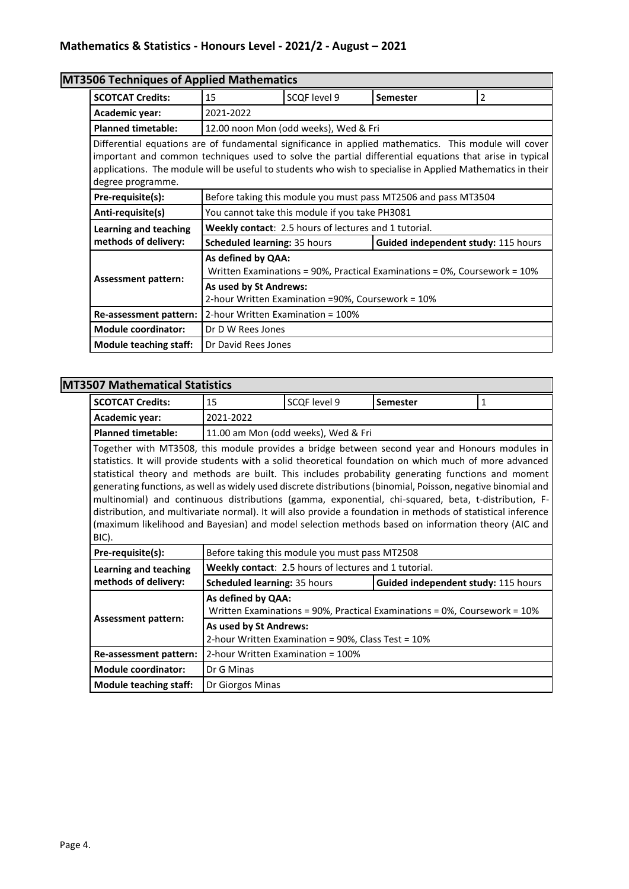## MT3506 Techniques of Applied Mathematics

| | | | | |
|---|---|---|---|---|
| **SCOTCAT Credits:** | 15 | SCQF level 9 | **Semester** | 2 |
| **Academic year:** | 2021-2022 | | | |
| **Planned timetable:** | 12.00 noon Mon (odd weeks), Wed & Fri | | | |

Differential equations are of fundamental significance in applied mathematics. This module will cover important and common techniques used to solve the partial differential equations that arise in typical applications. The module will be useful to students who wish to specialise in Applied Mathematics in their degree programme.

| | | |
|---|---|---|
| **Pre-requisite(s):** | Before taking this module you must pass MT2506 and pass MT3504 | |
| **Anti-requisite(s)** | You cannot take this module if you take PH3081 | |
| **Learning and teaching methods of delivery:** | **Weekly contact**: 2.5 hours of lectures and 1 tutorial. | |
| | **Scheduled learning:** 35 hours | **Guided independent study:** 115 hours |
| **Assessment pattern:** | **As defined by QAA:** Written Examinations = 90%, Practical Examinations = 0%, Coursework = 10% | |
| | **As used by St Andrews:** 2-hour Written Examination =90%, Coursework = 10% | |
| **Re-assessment pattern:** | 2-hour Written Examination = 100% | |
| **Module coordinator:** | Dr D W Rees Jones | |
| **Module teaching staff:** | Dr David Rees Jones | |

## MT3507 Mathematical Statistics

| | | | | |
|---|---|---|---|---|
| **SCOTCAT Credits:** | 15 | SCQF level 9 | **Semester** | 1 |
| **Academic year:** | 2021-2022 | | | |
| **Planned timetable:** | 11.00 am Mon (odd weeks), Wed & Fri | | | |

Together with MT3508, this module provides a bridge between second year and Honours modules in statistics. It will provide students with a solid theoretical foundation on which much of more advanced statistical theory and methods are built. This includes probability generating functions and moment generating functions, as well as widely used discrete distributions (binomial, Poisson, negative binomial and multinomial) and continuous distributions (gamma, exponential, chi-squared, beta, t-distribution, F-distribution, and multivariate normal). It will also provide a foundation in methods of statistical inference (maximum likelihood and Bayesian) and model selection methods based on information theory (AIC and BIC).

| | | |
|---|---|---|
| **Pre-requisite(s):** | Before taking this module you must pass MT2508 | |
| **Learning and teaching methods of delivery:** | **Weekly contact**: 2.5 hours of lectures and 1 tutorial. | |
| | **Scheduled learning:** 35 hours | **Guided independent study:** 115 hours |
| **Assessment pattern:** | **As defined by QAA:** Written Examinations = 90%, Practical Examinations = 0%, Coursework = 10% | |
| | **As used by St Andrews:** 2-hour Written Examination = 90%, Class Test = 10% | |
| **Re-assessment pattern:** | 2-hour Written Examination = 100% | |
| **Module coordinator:** | Dr G Minas | |
| **Module teaching staff:** | Dr Giorgos Minas | |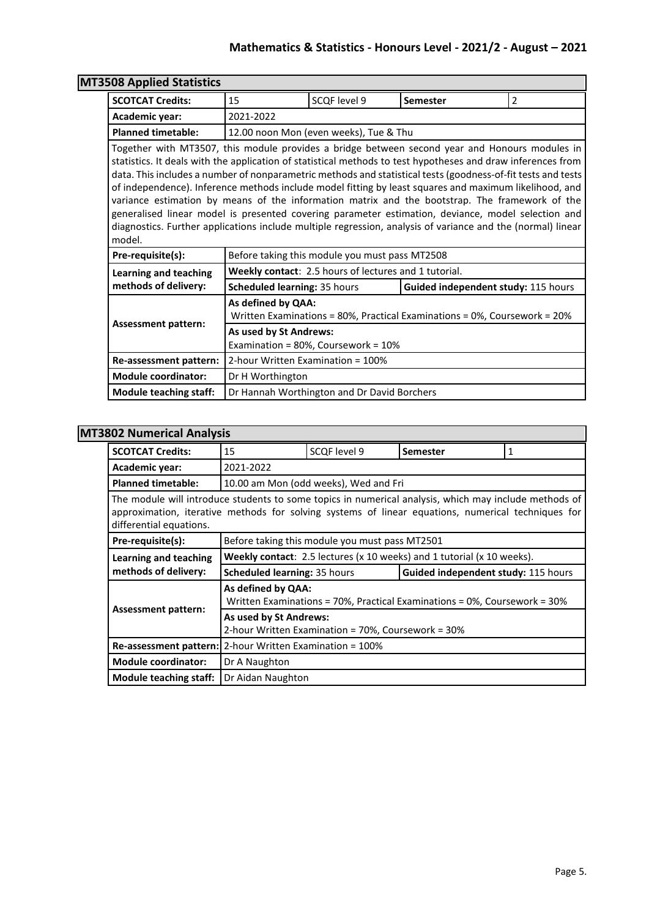## MT3508 Applied Statistics

| **SCOTCAT Credits:** | 15 | SCQF level 9 | **Semester** | 2 |
|---|---|---|---|---|
| **Academic year:** | 2021-2022 | | | |
| **Planned timetable:** | 12.00 noon Mon (even weeks), Tue & Thu | | | |

Together with MT3507, this module provides a bridge between second year and Honours modules in statistics. It deals with the application of statistical methods to test hypotheses and draw inferences from data. This includes a number of nonparametric methods and statistical tests (goodness-of-fit tests and tests of independence). Inference methods include model fitting by least squares and maximum likelihood, and variance estimation by means of the information matrix and the bootstrap. The framework of the generalised linear model is presented covering parameter estimation, deviance, model selection and diagnostics. Further applications include multiple regression, analysis of variance and the (normal) linear model.

| | | |
|---|---|---|
| **Pre-requisite(s):** | Before taking this module you must pass MT2508 | |
| **Learning and teaching methods of delivery:** | **Weekly contact**: 2.5 hours of lectures and 1 tutorial. | |
| | **Scheduled learning:** 35 hours | **Guided independent study:** 115 hours |
| **Assessment pattern:** | **As defined by QAA:** Written Examinations = 80%, Practical Examinations = 0%, Coursework = 20% | |
| | **As used by St Andrews:** Examination = 80%, Coursework = 10% | |
| **Re-assessment pattern:** | 2-hour Written Examination = 100% | |
| **Module coordinator:** | Dr H Worthington | |
| **Module teaching staff:** | Dr Hannah Worthington and Dr David Borchers | |

## MT3802 Numerical Analysis

| **SCOTCAT Credits:** | 15 | SCQF level 9 | **Semester** | 1 |
|---|---|---|---|---|
| **Academic year:** | 2021-2022 | | | |
| **Planned timetable:** | 10.00 am Mon (odd weeks), Wed and Fri | | | |

The module will introduce students to some topics in numerical analysis, which may include methods of approximation, iterative methods for solving systems of linear equations, numerical techniques for differential equations.

| | | |
|---|---|---|
| **Pre-requisite(s):** | Before taking this module you must pass MT2501 | |
| **Learning and teaching methods of delivery:** | **Weekly contact**: 2.5 lectures (x 10 weeks) and 1 tutorial (x 10 weeks). | |
| | **Scheduled learning:** 35 hours | **Guided independent study:** 115 hours |
| **Assessment pattern:** | **As defined by QAA:** Written Examinations = 70%, Practical Examinations = 0%, Coursework = 30% | |
| | **As used by St Andrews:** 2-hour Written Examination = 70%, Coursework = 30% | |
| **Re-assessment pattern:** | 2-hour Written Examination = 100% | |
| **Module coordinator:** | Dr A Naughton | |
| **Module teaching staff:** | Dr Aidan Naughton | |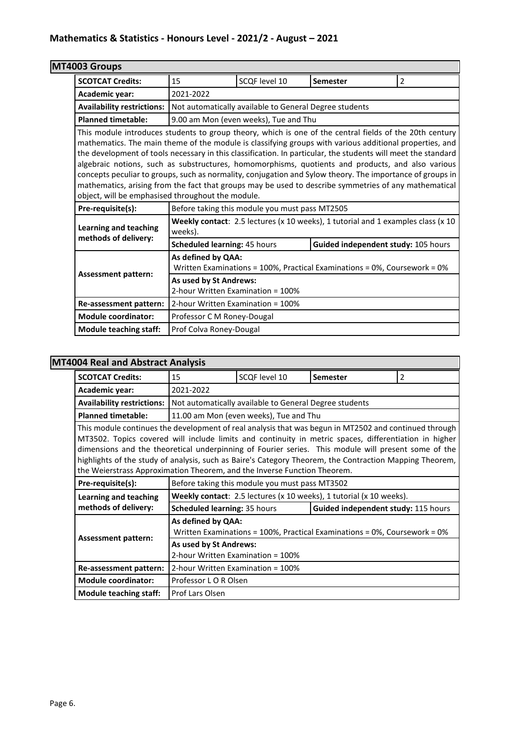## MT4003 Groups

| **SCOTCAT Credits:** | 15 | SCQF level 10 | **Semester** | 2 |
|---|---|---|---|---|
| **Academic year:** | 2021-2022 | | | |
| **Availability restrictions:** | Not automatically available to General Degree students | | | |
| **Planned timetable:** | 9.00 am Mon (even weeks), Tue and Thu | | | |

This module introduces students to group theory, which is one of the central fields of the 20th century mathematics. The main theme of the module is classifying groups with various additional properties, and the development of tools necessary in this classification. In particular, the students will meet the standard algebraic notions, such as substructures, homomorphisms, quotients and products, and also various concepts peculiar to groups, such as normality, conjugation and Sylow theory. The importance of groups in mathematics, arising from the fact that groups may be used to describe symmetries of any mathematical object, will be emphasised throughout the module.

| | | |
|---|---|---|
| **Pre-requisite(s):** | Before taking this module you must pass MT2505 | |
| **Learning and teaching methods of delivery:** | **Weekly contact**: 2.5 lectures (x 10 weeks), 1 tutorial and 1 examples class (x 10 weeks). | |
| | **Scheduled learning:** 45 hours | **Guided independent study:** 105 hours |
| **Assessment pattern:** | **As defined by QAA:** Written Examinations = 100%, Practical Examinations = 0%, Coursework = 0% | |
| | **As used by St Andrews:** 2-hour Written Examination = 100% | |
| **Re-assessment pattern:** | 2-hour Written Examination = 100% | |
| **Module coordinator:** | Professor C M Roney-Dougal | |
| **Module teaching staff:** | Prof Colva Roney-Dougal | |

## MT4004 Real and Abstract Analysis

| **SCOTCAT Credits:** | 15 | SCQF level 10 | **Semester** | 2 |
|---|---|---|---|---|
| **Academic year:** | 2021-2022 | | | |
| **Availability restrictions:** | Not automatically available to General Degree students | | | |
| **Planned timetable:** | 11.00 am Mon (even weeks), Tue and Thu | | | |

This module continues the development of real analysis that was begun in MT2502 and continued through MT3502. Topics covered will include limits and continuity in metric spaces, differentiation in higher dimensions and the theoretical underpinning of Fourier series. This module will present some of the highlights of the study of analysis, such as Baire's Category Theorem, the Contraction Mapping Theorem, the Weierstrass Approximation Theorem, and the Inverse Function Theorem.

| | | |
|---|---|---|
| **Pre-requisite(s):** | Before taking this module you must pass MT3502 | |
| **Learning and teaching methods of delivery:** | **Weekly contact**: 2.5 lectures (x 10 weeks), 1 tutorial (x 10 weeks). | |
| | **Scheduled learning:** 35 hours | **Guided independent study:** 115 hours |
| **Assessment pattern:** | **As defined by QAA:** Written Examinations = 100%, Practical Examinations = 0%, Coursework = 0% | |
| | **As used by St Andrews:** 2-hour Written Examination = 100% | |
| **Re-assessment pattern:** | 2-hour Written Examination = 100% | |
| **Module coordinator:** | Professor L O R Olsen | |
| **Module teaching staff:** | Prof Lars Olsen | |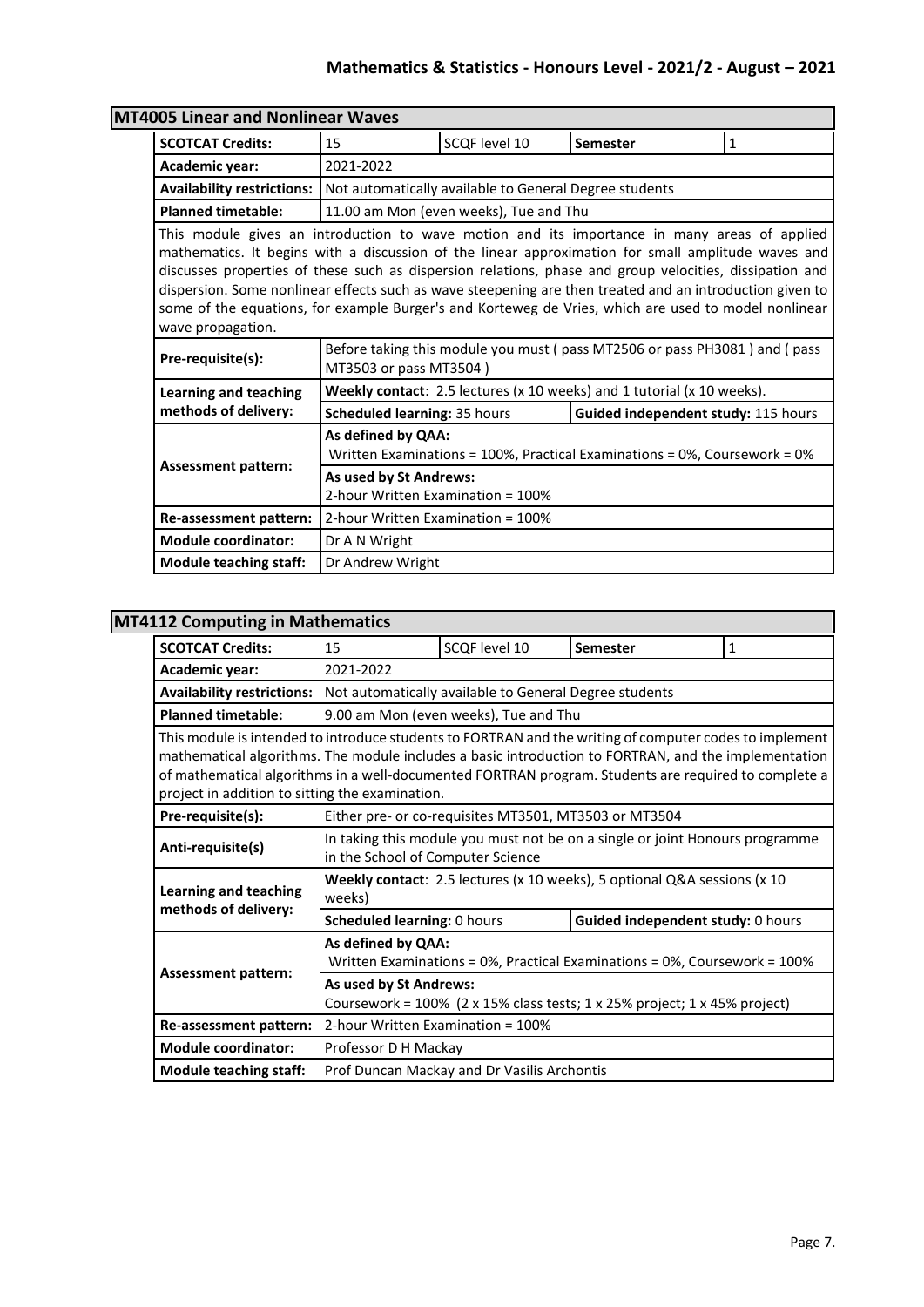## MT4005 Linear and Nonlinear Waves

| | | | | |
|---|---|---|---|---|
| **SCOTCAT Credits:** | 15 | SCQF level 10 | **Semester** | 1 |
| **Academic year:** | 2021-2022 | | | |
| **Availability restrictions:** | Not automatically available to General Degree students | | | |
| **Planned timetable:** | 11.00 am Mon (even weeks), Tue and Thu | | | |

This module gives an introduction to wave motion and its importance in many areas of applied mathematics. It begins with a discussion of the linear approximation for small amplitude waves and discusses properties of these such as dispersion relations, phase and group velocities, dissipation and dispersion. Some nonlinear effects such as wave steepening are then treated and an introduction given to some of the equations, for example Burger's and Korteweg de Vries, which are used to model nonlinear wave propagation.

| | | |
|---|---|---|
| **Pre-requisite(s):** | Before taking this module you must ( pass MT2506 or pass PH3081 ) and ( pass MT3503 or pass MT3504 ) | |
| **Learning and teaching methods of delivery:** | **Weekly contact**: 2.5 lectures (x 10 weeks) and 1 tutorial (x 10 weeks). | |
| | **Scheduled learning:** 35 hours | **Guided independent study:** 115 hours |
| **Assessment pattern:** | **As defined by QAA:** Written Examinations = 100%, Practical Examinations = 0%, Coursework = 0% | |
| | **As used by St Andrews:** 2-hour Written Examination = 100% | |
| **Re-assessment pattern:** | 2-hour Written Examination = 100% | |
| **Module coordinator:** | Dr A N Wright | |
| **Module teaching staff:** | Dr Andrew Wright | |

## MT4112 Computing in Mathematics

| | | | | |
|---|---|---|---|---|
| **SCOTCAT Credits:** | 15 | SCQF level 10 | **Semester** | 1 |
| **Academic year:** | 2021-2022 | | | |
| **Availability restrictions:** | Not automatically available to General Degree students | | | |
| **Planned timetable:** | 9.00 am Mon (even weeks), Tue and Thu | | | |

This module is intended to introduce students to FORTRAN and the writing of computer codes to implement mathematical algorithms. The module includes a basic introduction to FORTRAN, and the implementation of mathematical algorithms in a well-documented FORTRAN program. Students are required to complete a project in addition to sitting the examination.

| | | |
|---|---|---|
| **Pre-requisite(s):** | Either pre- or co-requisites MT3501, MT3503 or MT3504 | |
| **Anti-requisite(s)** | In taking this module you must not be on a single or joint Honours programme in the School of Computer Science | |
| **Learning and teaching methods of delivery:** | **Weekly contact**: 2.5 lectures (x 10 weeks), 5 optional Q&A sessions (x 10 weeks) | |
| | **Scheduled learning:** 0 hours | **Guided independent study:** 0 hours |
| **Assessment pattern:** | **As defined by QAA:** Written Examinations = 0%, Practical Examinations = 0%, Coursework = 100% | |
| | **As used by St Andrews:** Coursework = 100% (2 x 15% class tests; 1 x 25% project; 1 x 45% project) | |
| **Re-assessment pattern:** | 2-hour Written Examination = 100% | |
| **Module coordinator:** | Professor D H Mackay | |
| **Module teaching staff:** | Prof Duncan Mackay and Dr Vasilis Archontis | |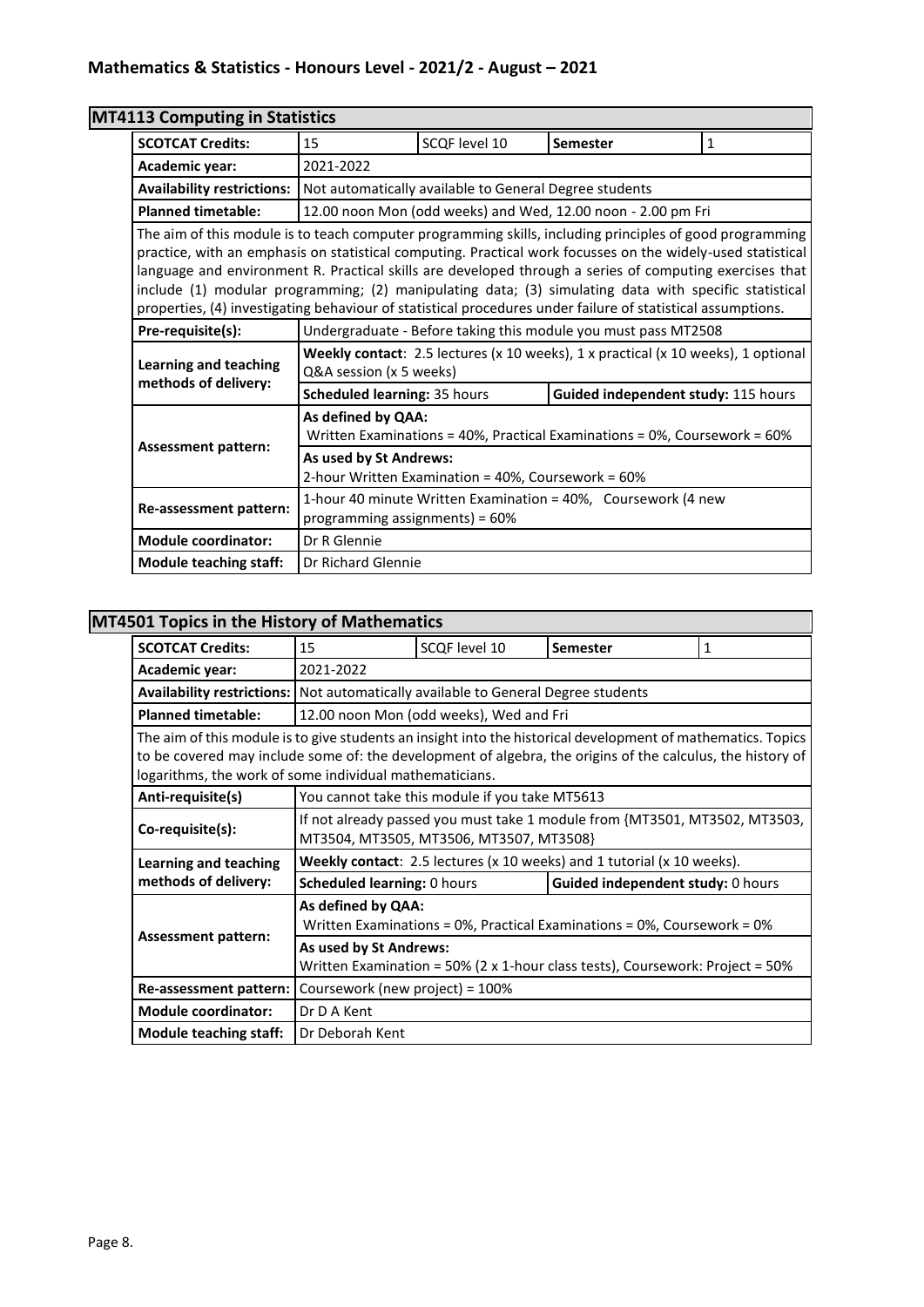## Mathematics & Statistics - Honours Level - 2021/2 - August – 2021

### MT4113 Computing in Statistics

| **SCOTCAT Credits:** | 15 | SCQF level 10 | **Semester** | 1 |
|---|---|---|---|---|
| **Academic year:** | 2021-2022 | | | |
| **Availability restrictions:** | Not automatically available to General Degree students | | | |
| **Planned timetable:** | 12.00 noon Mon (odd weeks) and Wed, 12.00 noon - 2.00 pm Fri | | | |

The aim of this module is to teach computer programming skills, including principles of good programming practice, with an emphasis on statistical computing. Practical work focusses on the widely-used statistical language and environment R. Practical skills are developed through a series of computing exercises that include (1) modular programming; (2) manipulating data; (3) simulating data with specific statistical properties, (4) investigating behaviour of statistical procedures under failure of statistical assumptions.

| | | |
|---|---|---|
| **Pre-requisite(s):** | Undergraduate - Before taking this module you must pass MT2508 | |
| **Learning and teaching methods of delivery:** | **Weekly contact**: 2.5 lectures (x 10 weeks), 1 x practical (x 10 weeks), 1 optional Q&A session (x 5 weeks) | |
| | **Scheduled learning:** 35 hours | **Guided independent study:** 115 hours |
| **Assessment pattern:** | **As defined by QAA:** Written Examinations = 40%, Practical Examinations = 0%, Coursework = 60% | |
| | **As used by St Andrews:** 2-hour Written Examination = 40%, Coursework = 60% | |
| **Re-assessment pattern:** | 1-hour 40 minute Written Examination = 40%, Coursework (4 new programming assignments) = 60% | |
| **Module coordinator:** | Dr R Glennie | |
| **Module teaching staff:** | Dr Richard Glennie | |

### MT4501 Topics in the History of Mathematics

| **SCOTCAT Credits:** | 15 | SCQF level 10 | **Semester** | 1 |
|---|---|---|---|---|
| **Academic year:** | 2021-2022 | | | |
| **Availability restrictions:** | Not automatically available to General Degree students | | | |
| **Planned timetable:** | 12.00 noon Mon (odd weeks), Wed and Fri | | | |

The aim of this module is to give students an insight into the historical development of mathematics. Topics to be covered may include some of: the development of algebra, the origins of the calculus, the history of logarithms, the work of some individual mathematicians.

| | | |
|---|---|---|
| **Anti-requisite(s)** | You cannot take this module if you take MT5613 | |
| **Co-requisite(s):** | If not already passed you must take 1 module from {MT3501, MT3502, MT3503, MT3504, MT3505, MT3506, MT3507, MT3508} | |
| **Learning and teaching methods of delivery:** | **Weekly contact**: 2.5 lectures (x 10 weeks) and 1 tutorial (x 10 weeks). | |
| | **Scheduled learning:** 0 hours | **Guided independent study:** 0 hours |
| **Assessment pattern:** | **As defined by QAA:** Written Examinations = 0%, Practical Examinations = 0%, Coursework = 0% | |
| | **As used by St Andrews:** Written Examination = 50% (2 x 1-hour class tests), Coursework: Project = 50% | |
| **Re-assessment pattern:** | Coursework (new project) = 100% | |
| **Module coordinator:** | Dr D A Kent | |
| **Module teaching staff:** | Dr Deborah Kent | |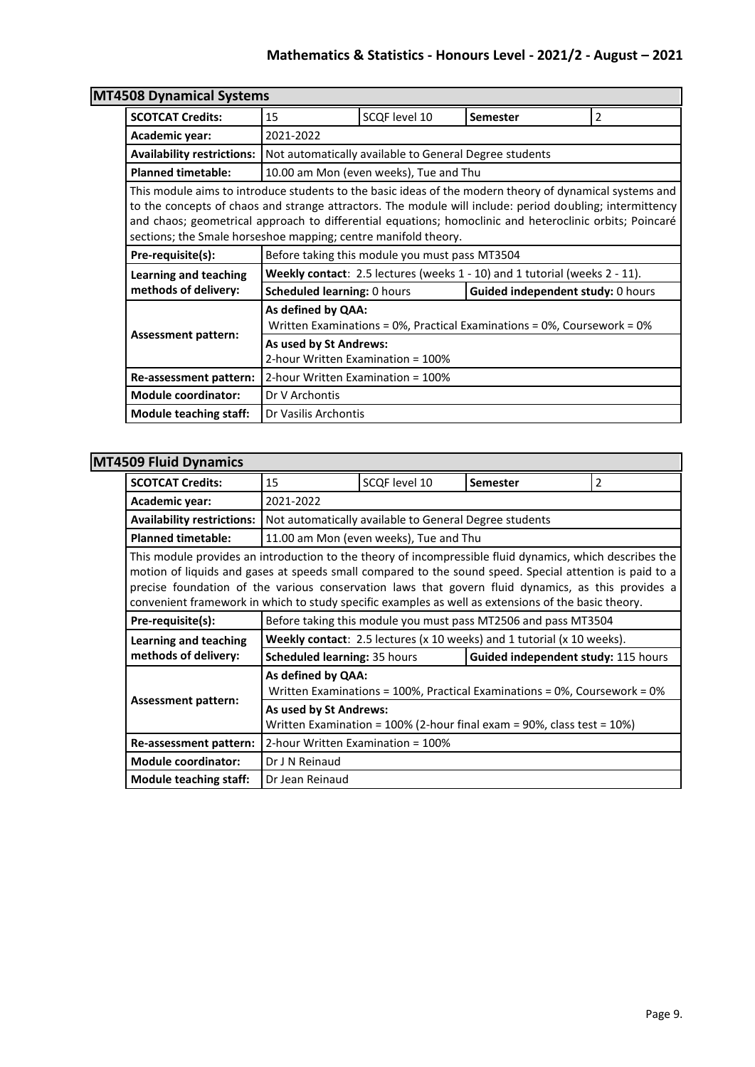## MT4508 Dynamical Systems

| | | | | |
|---|---|---|---|---|
| **SCOTCAT Credits:** | 15 | SCQF level 10 | **Semester** | 2 |
| **Academic year:** | 2021-2022 | | | |
| **Availability restrictions:** | Not automatically available to General Degree students | | | |
| **Planned timetable:** | 10.00 am Mon (even weeks), Tue and Thu | | | |

This module aims to introduce students to the basic ideas of the modern theory of dynamical systems and to the concepts of chaos and strange attractors. The module will include: period doubling; intermittency and chaos; geometrical approach to differential equations; homoclinic and heteroclinic orbits; Poincaré sections; the Smale horseshoe mapping; centre manifold theory.

| | | |
|---|---|---|
| **Pre-requisite(s):** | Before taking this module you must pass MT3504 | |
| **Learning and teaching methods of delivery:** | **Weekly contact**: 2.5 lectures (weeks 1 - 10) and 1 tutorial (weeks 2 - 11). | |
| | **Scheduled learning:** 0 hours | **Guided independent study:** 0 hours |
| **Assessment pattern:** | **As defined by QAA:** Written Examinations = 0%, Practical Examinations = 0%, Coursework = 0% | |
| | **As used by St Andrews:** 2-hour Written Examination = 100% | |
| **Re-assessment pattern:** | 2-hour Written Examination = 100% | |
| **Module coordinator:** | Dr V Archontis | |
| **Module teaching staff:** | Dr Vasilis Archontis | |

## MT4509 Fluid Dynamics

| | | | | |
|---|---|---|---|---|
| **SCOTCAT Credits:** | 15 | SCQF level 10 | **Semester** | 2 |
| **Academic year:** | 2021-2022 | | | |
| **Availability restrictions:** | Not automatically available to General Degree students | | | |
| **Planned timetable:** | 11.00 am Mon (even weeks), Tue and Thu | | | |

This module provides an introduction to the theory of incompressible fluid dynamics, which describes the motion of liquids and gases at speeds small compared to the sound speed. Special attention is paid to a precise foundation of the various conservation laws that govern fluid dynamics, as this provides a convenient framework in which to study specific examples as well as extensions of the basic theory.

| | | |
|---|---|---|
| **Pre-requisite(s):** | Before taking this module you must pass MT2506 and pass MT3504 | |
| **Learning and teaching methods of delivery:** | **Weekly contact**: 2.5 lectures (x 10 weeks) and 1 tutorial (x 10 weeks). | |
| | **Scheduled learning:** 35 hours | **Guided independent study:** 115 hours |
| **Assessment pattern:** | **As defined by QAA:** Written Examinations = 100%, Practical Examinations = 0%, Coursework = 0% | |
| | **As used by St Andrews:** Written Examination = 100% (2-hour final exam = 90%, class test = 10%) | |
| **Re-assessment pattern:** | 2-hour Written Examination = 100% | |
| **Module coordinator:** | Dr J N Reinaud | |
| **Module teaching staff:** | Dr Jean Reinaud | |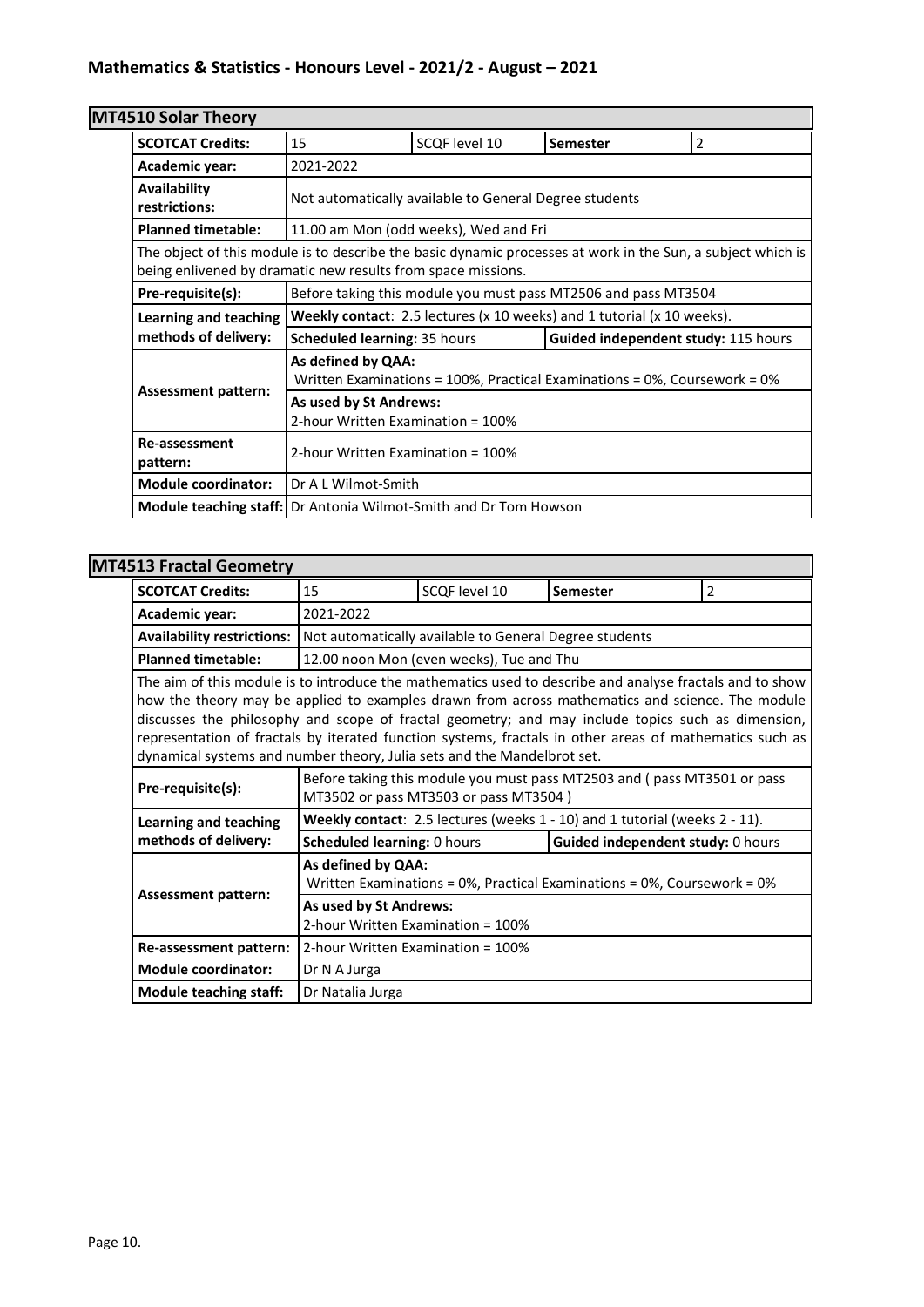## MT4510 Solar Theory

| | | | | |
|---|---|---|---|---|
| **SCOTCAT Credits:** | 15 | SCQF level 10 | **Semester** | 2 |
| **Academic year:** | 2021-2022 | | | |
| **Availability restrictions:** | Not automatically available to General Degree students | | | |
| **Planned timetable:** | 11.00 am Mon (odd weeks), Wed and Fri | | | |
| The object of this module is to describe the basic dynamic processes at work in the Sun, a subject which is being enlivened by dramatic new results from space missions. | | | | |
| **Pre-requisite(s):** | Before taking this module you must pass MT2506 and pass MT3504 | | | |
| **Learning and teaching methods of delivery:** | **Weekly contact**: 2.5 lectures (x 10 weeks) and 1 tutorial (x 10 weeks). | | | |
| | **Scheduled learning:** 35 hours | | **Guided independent study:** 115 hours | |
| **Assessment pattern:** | **As defined by QAA:** Written Examinations = 100%, Practical Examinations = 0%, Coursework = 0% | | | |
| | **As used by St Andrews:** 2-hour Written Examination = 100% | | | |
| **Re-assessment pattern:** | 2-hour Written Examination = 100% | | | |
| **Module coordinator:** | Dr A L Wilmot-Smith | | | |
| **Module teaching staff:** | Dr Antonia Wilmot-Smith and Dr Tom Howson | | | |

## MT4513 Fractal Geometry

| | | | | |
|---|---|---|---|---|
| **SCOTCAT Credits:** | 15 | SCQF level 10 | **Semester** | 2 |
| **Academic year:** | 2021-2022 | | | |
| **Availability restrictions:** | Not automatically available to General Degree students | | | |
| **Planned timetable:** | 12.00 noon Mon (even weeks), Tue and Thu | | | |
| The aim of this module is to introduce the mathematics used to describe and analyse fractals and to show how the theory may be applied to examples drawn from across mathematics and science. The module discusses the philosophy and scope of fractal geometry; and may include topics such as dimension, representation of fractals by iterated function systems, fractals in other areas of mathematics such as dynamical systems and number theory, Julia sets and the Mandelbrot set. | | | | |
| **Pre-requisite(s):** | Before taking this module you must pass MT2503 and ( pass MT3501 or pass MT3502 or pass MT3503 or pass MT3504 ) | | | |
| **Learning and teaching methods of delivery:** | **Weekly contact**: 2.5 lectures (weeks 1 - 10) and 1 tutorial (weeks 2 - 11). | | | |
| | **Scheduled learning:** 0 hours | | **Guided independent study:** 0 hours | |
| **Assessment pattern:** | **As defined by QAA:** Written Examinations = 0%, Practical Examinations = 0%, Coursework = 0% | | | |
| | **As used by St Andrews:** 2-hour Written Examination = 100% | | | |
| **Re-assessment pattern:** | 2-hour Written Examination = 100% | | | |
| **Module coordinator:** | Dr N A Jurga | | | |
| **Module teaching staff:** | Dr Natalia Jurga | | | |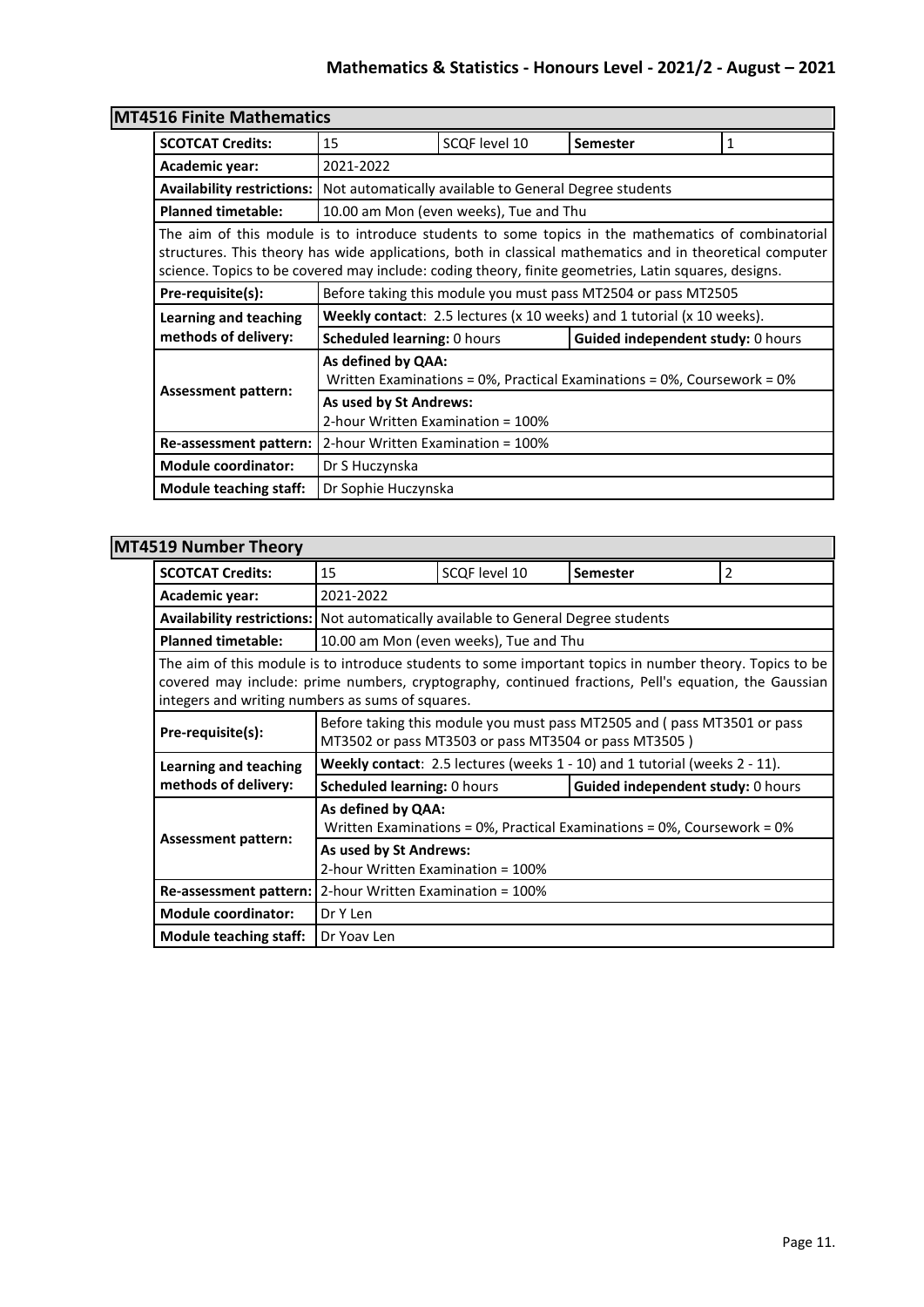## MT4516 Finite Mathematics

| | | | | |
|---|---|---|---|---|
| **SCOTCAT Credits:** | 15 | SCQF level 10 | **Semester** | 1 |
| **Academic year:** | 2021-2022 | | | |
| **Availability restrictions:** | Not automatically available to General Degree students | | | |
| **Planned timetable:** | 10.00 am Mon (even weeks), Tue and Thu | | | |
| The aim of this module is to introduce students to some topics in the mathematics of combinatorial structures. This theory has wide applications, both in classical mathematics and in theoretical computer science. Topics to be covered may include: coding theory, finite geometries, Latin squares, designs. | | | | |
| **Pre-requisite(s):** | Before taking this module you must pass MT2504 or pass MT2505 | | | |
| **Learning and teaching methods of delivery:** | **Weekly contact**: 2.5 lectures (x 10 weeks) and 1 tutorial (x 10 weeks). | | | |
| | **Scheduled learning:** 0 hours | | **Guided independent study:** 0 hours | |
| **Assessment pattern:** | **As defined by QAA:** Written Examinations = 0%, Practical Examinations = 0%, Coursework = 0% | | | |
| | **As used by St Andrews:** 2-hour Written Examination = 100% | | | |
| **Re-assessment pattern:** | 2-hour Written Examination = 100% | | | |
| **Module coordinator:** | Dr S Huczynska | | | |
| **Module teaching staff:** | Dr Sophie Huczynska | | | |

## MT4519 Number Theory

| | | | | |
|---|---|---|---|---|
| **SCOTCAT Credits:** | 15 | SCQF level 10 | **Semester** | 2 |
| **Academic year:** | 2021-2022 | | | |
| **Availability restrictions:** | Not automatically available to General Degree students | | | |
| **Planned timetable:** | 10.00 am Mon (even weeks), Tue and Thu | | | |
| The aim of this module is to introduce students to some important topics in number theory. Topics to be covered may include: prime numbers, cryptography, continued fractions, Pell's equation, the Gaussian integers and writing numbers as sums of squares. | | | | |
| **Pre-requisite(s):** | Before taking this module you must pass MT2505 and ( pass MT3501 or pass MT3502 or pass MT3503 or pass MT3504 or pass MT3505 ) | | | |
| **Learning and teaching methods of delivery:** | **Weekly contact**: 2.5 lectures (weeks 1 - 10) and 1 tutorial (weeks 2 - 11). | | | |
| | **Scheduled learning:** 0 hours | | **Guided independent study:** 0 hours | |
| **Assessment pattern:** | **As defined by QAA:** Written Examinations = 0%, Practical Examinations = 0%, Coursework = 0% | | | |
| | **As used by St Andrews:** 2-hour Written Examination = 100% | | | |
| **Re-assessment pattern:** | 2-hour Written Examination = 100% | | | |
| **Module coordinator:** | Dr Y Len | | | |
| **Module teaching staff:** | Dr Yoav Len | | | |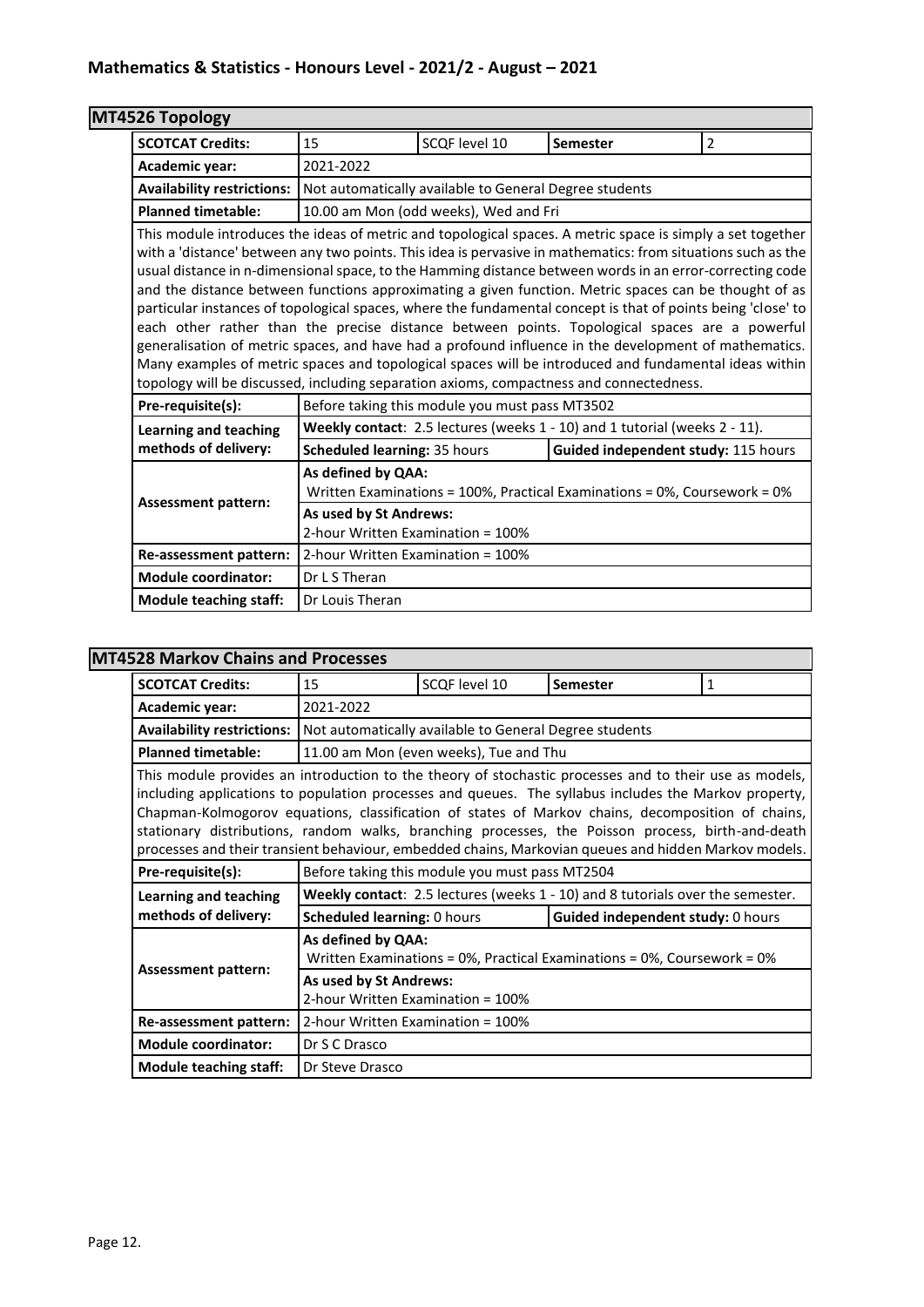## MT4526 Topology

| SCOTCAT Credits: | 15 | SCQF level 10 | Semester | 2 |
|---|---|---|---|---|
| Academic year: | 2021-2022 | | | |
| Availability restrictions: | Not automatically available to General Degree students | | | |
| Planned timetable: | 10.00 am Mon (odd weeks), Wed and Fri | | | |

This module introduces the ideas of metric and topological spaces. A metric space is simply a set together with a 'distance' between any two points. This idea is pervasive in mathematics: from situations such as the usual distance in n-dimensional space, to the Hamming distance between words in an error-correcting code and the distance between functions approximating a given function. Metric spaces can be thought of as particular instances of topological spaces, where the fundamental concept is that of points being 'close' to each other rather than the precise distance between points. Topological spaces are a powerful generalisation of metric spaces, and have had a profound influence in the development of mathematics. Many examples of metric spaces and topological spaces will be introduced and fundamental ideas within topology will be discussed, including separation axioms, compactness and connectedness.

| | | |
|---|---|---|
| Pre-requisite(s): | Before taking this module you must pass MT3502 | |
| Learning and teaching methods of delivery: | **Weekly contact**: 2.5 lectures (weeks 1 - 10) and 1 tutorial (weeks 2 - 11). | |
| | **Scheduled learning:** 35 hours | **Guided independent study:** 115 hours |
| Assessment pattern: | **As defined by QAA:** Written Examinations = 100%, Practical Examinations = 0%, Coursework = 0% | |
| | **As used by St Andrews:** 2-hour Written Examination = 100% | |
| Re-assessment pattern: | 2-hour Written Examination = 100% | |
| Module coordinator: | Dr L S Theran | |
| Module teaching staff: | Dr Louis Theran | |

## MT4528 Markov Chains and Processes

| SCOTCAT Credits: | 15 | SCQF level 10 | Semester | 1 |
|---|---|---|---|---|
| Academic year: | 2021-2022 | | | |
| Availability restrictions: | Not automatically available to General Degree students | | | |
| Planned timetable: | 11.00 am Mon (even weeks), Tue and Thu | | | |

This module provides an introduction to the theory of stochastic processes and to their use as models, including applications to population processes and queues. The syllabus includes the Markov property, Chapman-Kolmogorov equations, classification of states of Markov chains, decomposition of chains, stationary distributions, random walks, branching processes, the Poisson process, birth-and-death processes and their transient behaviour, embedded chains, Markovian queues and hidden Markov models.

| | | |
|---|---|---|
| Pre-requisite(s): | Before taking this module you must pass MT2504 | |
| Learning and teaching methods of delivery: | **Weekly contact**: 2.5 lectures (weeks 1 - 10) and 8 tutorials over the semester. | |
| | **Scheduled learning:** 0 hours | **Guided independent study:** 0 hours |
| Assessment pattern: | **As defined by QAA:** Written Examinations = 0%, Practical Examinations = 0%, Coursework = 0% | |
| | **As used by St Andrews:** 2-hour Written Examination = 100% | |
| Re-assessment pattern: | 2-hour Written Examination = 100% | |
| Module coordinator: | Dr S C Drasco | |
| Module teaching staff: | Dr Steve Drasco | |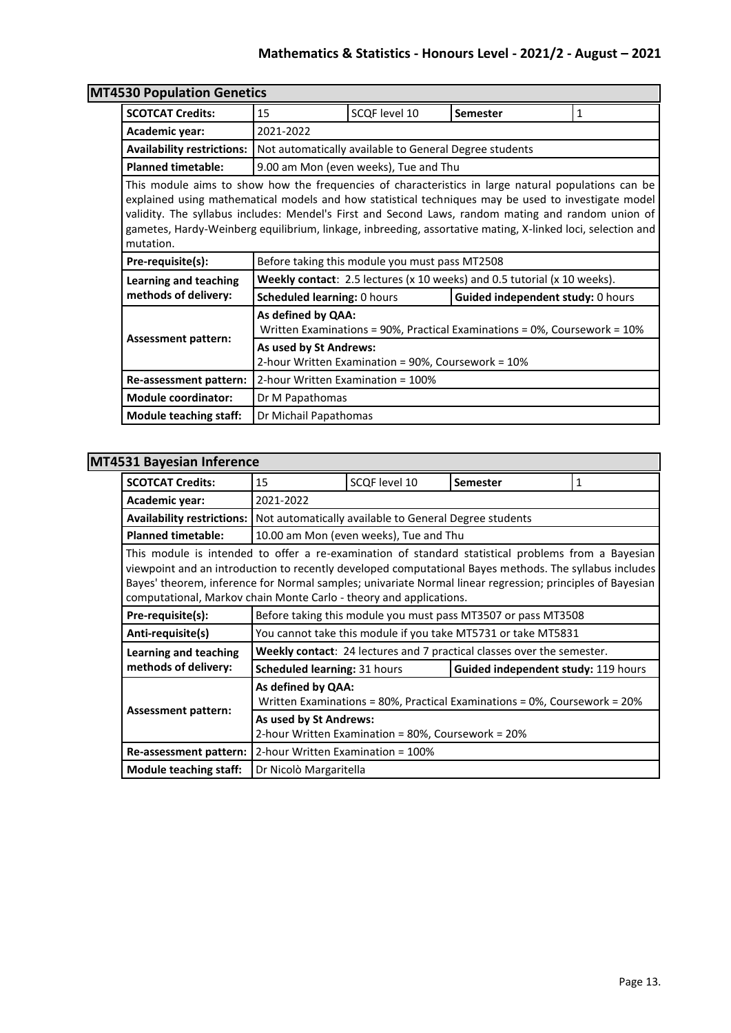## MT4530 Population Genetics

| SCOTCAT Credits: | 15 | SCQF level 10 | Semester | 1 |
|---|---|---|---|---|
| Academic year: | 2021-2022 | | | |
| Availability restrictions: | Not automatically available to General Degree students | | | |
| Planned timetable: | 9.00 am Mon (even weeks), Tue and Thu | | | |
| This module aims to show how the frequencies of characteristics in large natural populations can be explained using mathematical models and how statistical techniques may be used to investigate model validity. The syllabus includes: Mendel's First and Second Laws, random mating and random union of gametes, Hardy-Weinberg equilibrium, linkage, inbreeding, assortative mating, X-linked loci, selection and mutation. | | | | |
| Pre-requisite(s): | Before taking this module you must pass MT2508 | | | |
| Learning and teaching methods of delivery: | **Weekly contact**: 2.5 lectures (x 10 weeks) and 0.5 tutorial (x 10 weeks). | | | |
| | **Scheduled learning:** 0 hours | | **Guided independent study:** 0 hours | |
| Assessment pattern: | **As defined by QAA:** Written Examinations = 90%, Practical Examinations = 0%, Coursework = 10% | | | |
| | **As used by St Andrews:** 2-hour Written Examination = 90%, Coursework = 10% | | | |
| Re-assessment pattern: | 2-hour Written Examination = 100% | | | |
| Module coordinator: | Dr M Papathomas | | | |
| Module teaching staff: | Dr Michail Papathomas | | | |

## MT4531 Bayesian Inference

| SCOTCAT Credits: | 15 | SCQF level 10 | Semester | 1 |
|---|---|---|---|---|
| Academic year: | 2021-2022 | | | |
| Availability restrictions: | Not automatically available to General Degree students | | | |
| Planned timetable: | 10.00 am Mon (even weeks), Tue and Thu | | | |
| This module is intended to offer a re-examination of standard statistical problems from a Bayesian viewpoint and an introduction to recently developed computational Bayes methods. The syllabus includes Bayes' theorem, inference for Normal samples; univariate Normal linear regression; principles of Bayesian computational, Markov chain Monte Carlo - theory and applications. | | | | |
| Pre-requisite(s): | Before taking this module you must pass MT3507 or pass MT3508 | | | |
| Anti-requisite(s) | You cannot take this module if you take MT5731 or take MT5831 | | | |
| Learning and teaching methods of delivery: | **Weekly contact**: 24 lectures and 7 practical classes over the semester. | | | |
| | **Scheduled learning:** 31 hours | | **Guided independent study:** 119 hours | |
| Assessment pattern: | **As defined by QAA:** Written Examinations = 80%, Practical Examinations = 0%, Coursework = 20% | | | |
| | **As used by St Andrews:** 2-hour Written Examination = 80%, Coursework = 20% | | | |
| Re-assessment pattern: | 2-hour Written Examination = 100% | | | |
| Module teaching staff: | Dr Nicolò Margaritella | | | |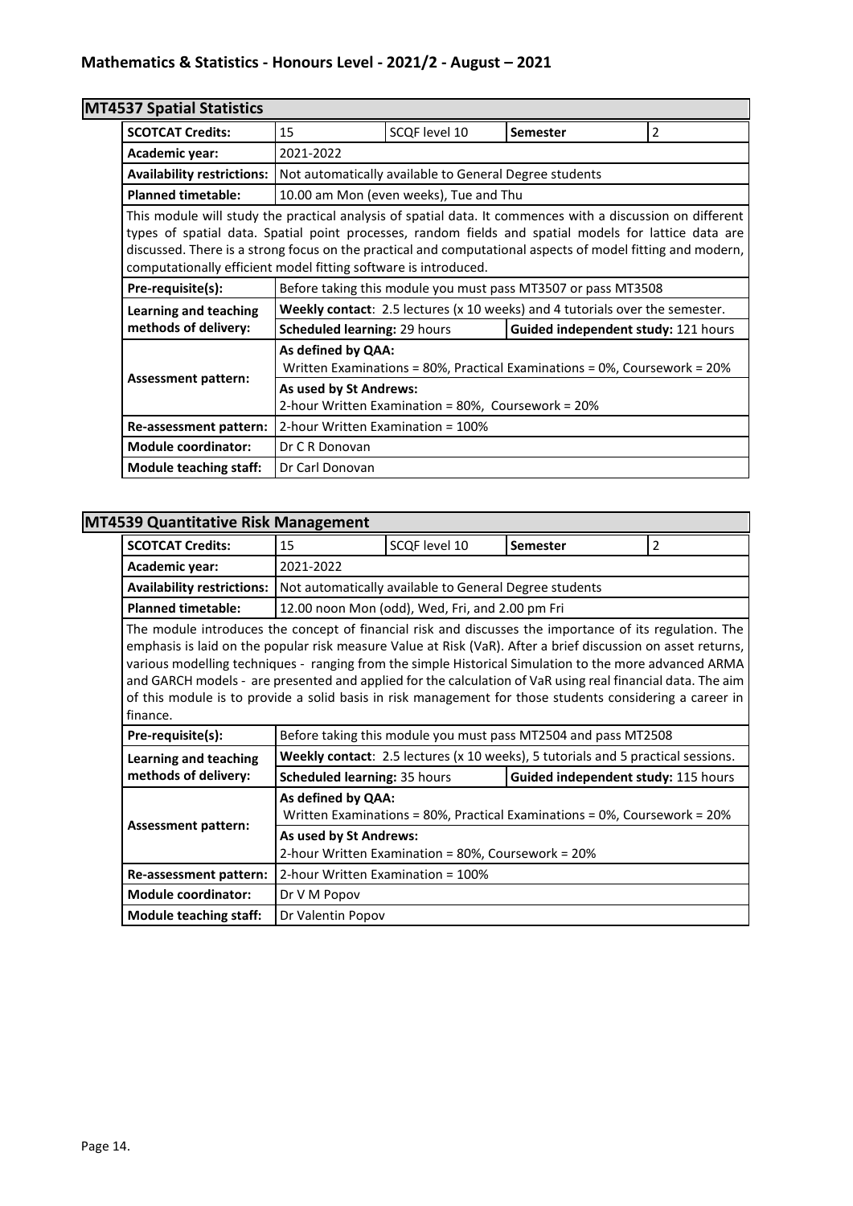## MT4537 Spatial Statistics

| **SCOTCAT Credits:** | 15 | SCQF level 10 | **Semester** | 2 |
|---|---|---|---|---|
| **Academic year:** | 2021-2022 | | | |
| **Availability restrictions:** | Not automatically available to General Degree students | | | |
| **Planned timetable:** | 10.00 am Mon (even weeks), Tue and Thu | | | |
| This module will study the practical analysis of spatial data. It commences with a discussion on different types of spatial data. Spatial point processes, random fields and spatial models for lattice data are discussed. There is a strong focus on the practical and computational aspects of model fitting and modern, computationally efficient model fitting software is introduced. | | | | |
| **Pre-requisite(s):** | Before taking this module you must pass MT3507 or pass MT3508 | | | |
| **Learning and teaching methods of delivery:** | **Weekly contact**: 2.5 lectures (x 10 weeks) and 4 tutorials over the semester. | | | |
| | **Scheduled learning:** 29 hours | | **Guided independent study:** 121 hours | |
| **Assessment pattern:** | **As defined by QAA:** Written Examinations = 80%, Practical Examinations = 0%, Coursework = 20% | | | |
| | **As used by St Andrews:** 2-hour Written Examination = 80%, Coursework = 20% | | | |
| **Re-assessment pattern:** | 2-hour Written Examination = 100% | | | |
| **Module coordinator:** | Dr C R Donovan | | | |
| **Module teaching staff:** | Dr Carl Donovan | | | |

## MT4539 Quantitative Risk Management

| **SCOTCAT Credits:** | 15 | SCQF level 10 | **Semester** | 2 |
|---|---|---|---|---|
| **Academic year:** | 2021-2022 | | | |
| **Availability restrictions:** | Not automatically available to General Degree students | | | |
| **Planned timetable:** | 12.00 noon Mon (odd), Wed, Fri, and 2.00 pm Fri | | | |
| The module introduces the concept of financial risk and discusses the importance of its regulation. The emphasis is laid on the popular risk measure Value at Risk (VaR). After a brief discussion on asset returns, various modelling techniques - ranging from the simple Historical Simulation to the more advanced ARMA and GARCH models - are presented and applied for the calculation of VaR using real financial data. The aim of this module is to provide a solid basis in risk management for those students considering a career in finance. | | | | |
| **Pre-requisite(s):** | Before taking this module you must pass MT2504 and pass MT2508 | | | |
| **Learning and teaching methods of delivery:** | **Weekly contact**: 2.5 lectures (x 10 weeks), 5 tutorials and 5 practical sessions. | | | |
| | **Scheduled learning:** 35 hours | | **Guided independent study:** 115 hours | |
| **Assessment pattern:** | **As defined by QAA:** Written Examinations = 80%, Practical Examinations = 0%, Coursework = 20% | | | |
| | **As used by St Andrews:** 2-hour Written Examination = 80%, Coursework = 20% | | | |
| **Re-assessment pattern:** | 2-hour Written Examination = 100% | | | |
| **Module coordinator:** | Dr V M Popov | | | |
| **Module teaching staff:** | Dr Valentin Popov | | | |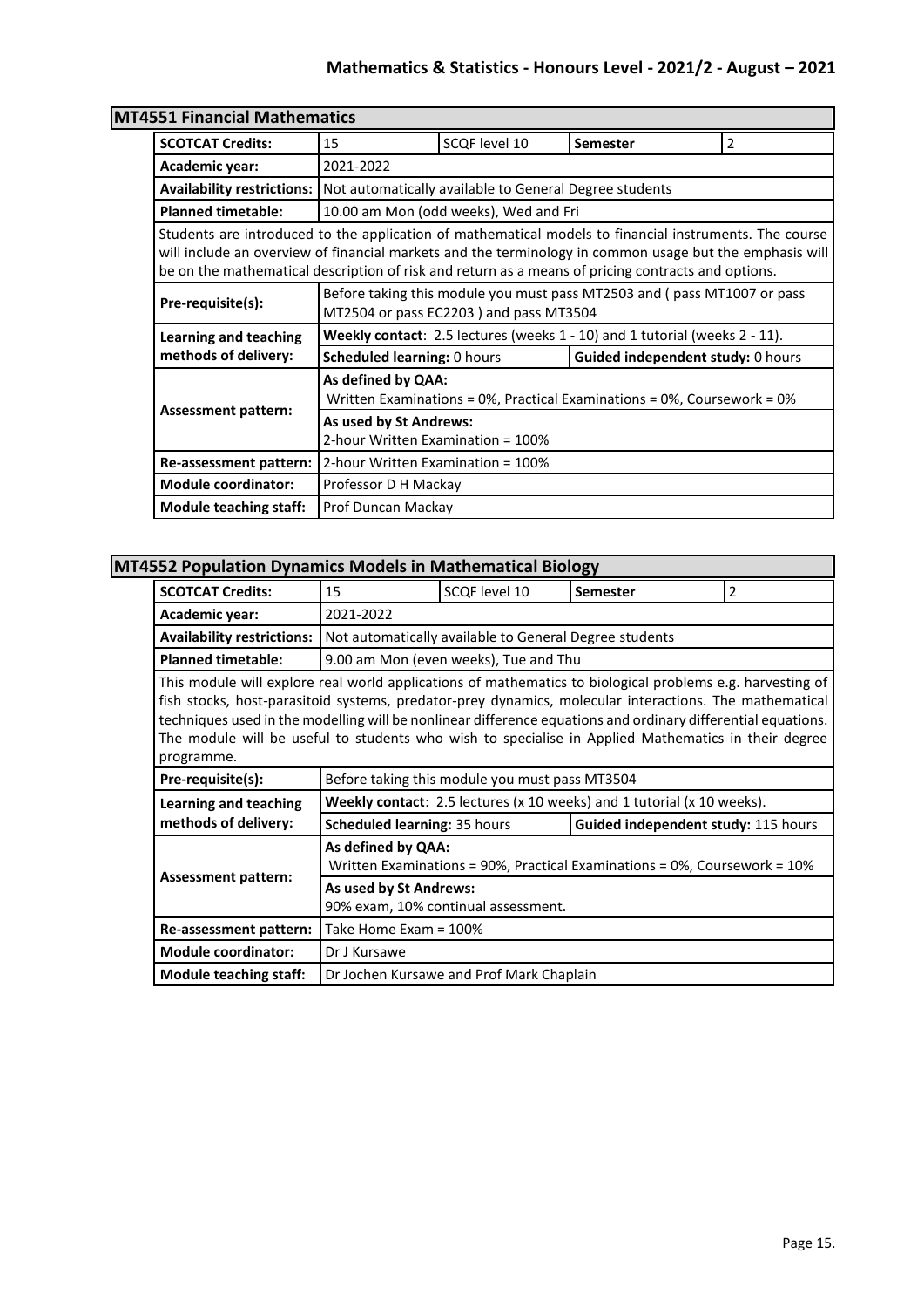## MT4551 Financial Mathematics

| | | | | |
|---|---|---|---|---|
| **SCOTCAT Credits:** | 15 | SCQF level 10 | **Semester** | 2 |
| **Academic year:** | 2021-2022 | | | |
| **Availability restrictions:** | Not automatically available to General Degree students | | | |
| **Planned timetable:** | 10.00 am Mon (odd weeks), Wed and Fri | | | |

Students are introduced to the application of mathematical models to financial instruments. The course will include an overview of financial markets and the terminology in common usage but the emphasis will be on the mathematical description of risk and return as a means of pricing contracts and options.

| | | |
|---|---|---|
| **Pre-requisite(s):** | Before taking this module you must pass MT2503 and ( pass MT1007 or pass MT2504 or pass EC2203 ) and pass MT3504 | |
| **Learning and teaching methods of delivery:** | **Weekly contact**: 2.5 lectures (weeks 1 - 10) and 1 tutorial (weeks 2 - 11). | |
| | **Scheduled learning:** 0 hours | **Guided independent study:** 0 hours |
| **Assessment pattern:** | **As defined by QAA:** Written Examinations = 0%, Practical Examinations = 0%, Coursework = 0% | |
| | **As used by St Andrews:** 2-hour Written Examination = 100% | |
| **Re-assessment pattern:** | 2-hour Written Examination = 100% | |
| **Module coordinator:** | Professor D H Mackay | |
| **Module teaching staff:** | Prof Duncan Mackay | |

## MT4552 Population Dynamics Models in Mathematical Biology

| | | | | |
|---|---|---|---|---|
| **SCOTCAT Credits:** | 15 | SCQF level 10 | **Semester** | 2 |
| **Academic year:** | 2021-2022 | | | |
| **Availability restrictions:** | Not automatically available to General Degree students | | | |
| **Planned timetable:** | 9.00 am Mon (even weeks), Tue and Thu | | | |

This module will explore real world applications of mathematics to biological problems e.g. harvesting of fish stocks, host-parasitoid systems, predator-prey dynamics, molecular interactions. The mathematical techniques used in the modelling will be nonlinear difference equations and ordinary differential equations. The module will be useful to students who wish to specialise in Applied Mathematics in their degree programme.

| | | |
|---|---|---|
| **Pre-requisite(s):** | Before taking this module you must pass MT3504 | |
| **Learning and teaching methods of delivery:** | **Weekly contact**: 2.5 lectures (x 10 weeks) and 1 tutorial (x 10 weeks). | |
| | **Scheduled learning:** 35 hours | **Guided independent study:** 115 hours |
| **Assessment pattern:** | **As defined by QAA:** Written Examinations = 90%, Practical Examinations = 0%, Coursework = 10% | |
| | **As used by St Andrews:** 90% exam, 10% continual assessment. | |
| **Re-assessment pattern:** | Take Home Exam = 100% | |
| **Module coordinator:** | Dr J Kursawe | |
| **Module teaching staff:** | Dr Jochen Kursawe and Prof Mark Chaplain | |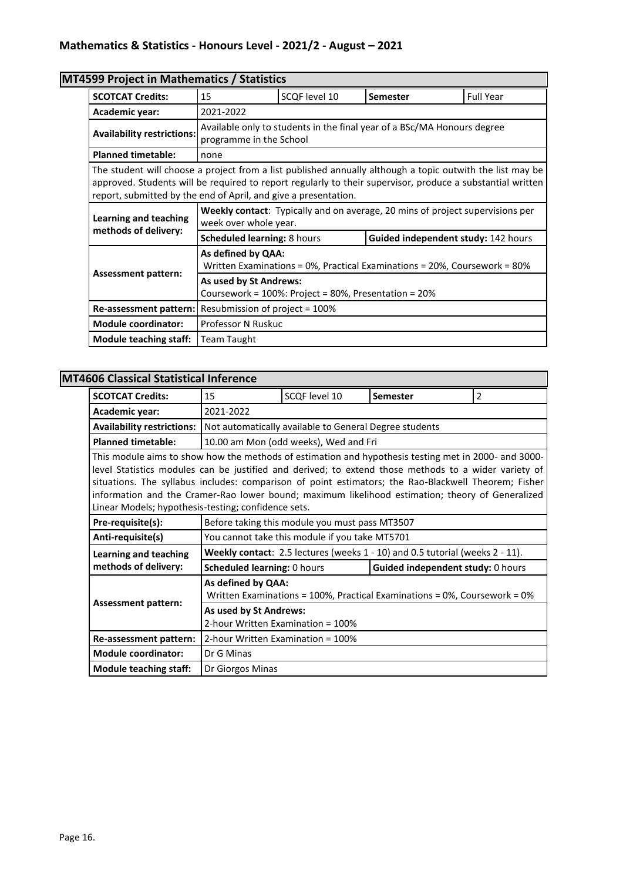## MT4599 Project in Mathematics / Statistics

| SCOTCAT Credits: | 15 | SCQF level 10 | Semester | Full Year |
|---|---|---|---|---|
| Academic year: | 2021-2022 | | | |
| Availability restrictions: | Available only to students in the final year of a BSc/MA Honours degree programme in the School | | | |
| Planned timetable: | none | | | |

The student will choose a project from a list published annually although a topic outwith the list may be approved. Students will be required to report regularly to their supervisor, produce a substantial written report, submitted by the end of April, and give a presentation.

| | | |
|---|---|---|
| Learning and teaching methods of delivery: | **Weekly contact**: Typically and on average, 20 mins of project supervisions per week over whole year. | |
| | **Scheduled learning:** 8 hours | **Guided independent study:** 142 hours |
| Assessment pattern: | **As defined by QAA:** Written Examinations = 0%, Practical Examinations = 20%, Coursework = 80% | |
| | **As used by St Andrews:** Coursework = 100%: Project = 80%, Presentation = 20% | |
| Re-assessment pattern: | Resubmission of project = 100% | |
| Module coordinator: | Professor N Ruskuc | |
| Module teaching staff: | Team Taught | |

## MT4606 Classical Statistical Inference

| SCOTCAT Credits: | 15 | SCQF level 10 | Semester | 2 |
|---|---|---|---|---|
| Academic year: | 2021-2022 | | | |
| Availability restrictions: | Not automatically available to General Degree students | | | |
| Planned timetable: | 10.00 am Mon (odd weeks), Wed and Fri | | | |

This module aims to show how the methods of estimation and hypothesis testing met in 2000- and 3000-level Statistics modules can be justified and derived; to extend those methods to a wider variety of situations. The syllabus includes: comparison of point estimators; the Rao-Blackwell Theorem; Fisher information and the Cramer-Rao lower bound; maximum likelihood estimation; theory of Generalized Linear Models; hypothesis-testing; confidence sets.

| | | |
|---|---|---|
| Pre-requisite(s): | Before taking this module you must pass MT3507 | |
| Anti-requisite(s) | You cannot take this module if you take MT5701 | |
| Learning and teaching methods of delivery: | **Weekly contact**: 2.5 lectures (weeks 1 - 10) and 0.5 tutorial (weeks 2 - 11). | |
| | **Scheduled learning:** 0 hours | **Guided independent study:** 0 hours |
| Assessment pattern: | **As defined by QAA:** Written Examinations = 100%, Practical Examinations = 0%, Coursework = 0% | |
| | **As used by St Andrews:** 2-hour Written Examination = 100% | |
| Re-assessment pattern: | 2-hour Written Examination = 100% | |
| Module coordinator: | Dr G Minas | |
| Module teaching staff: | Dr Giorgos Minas | |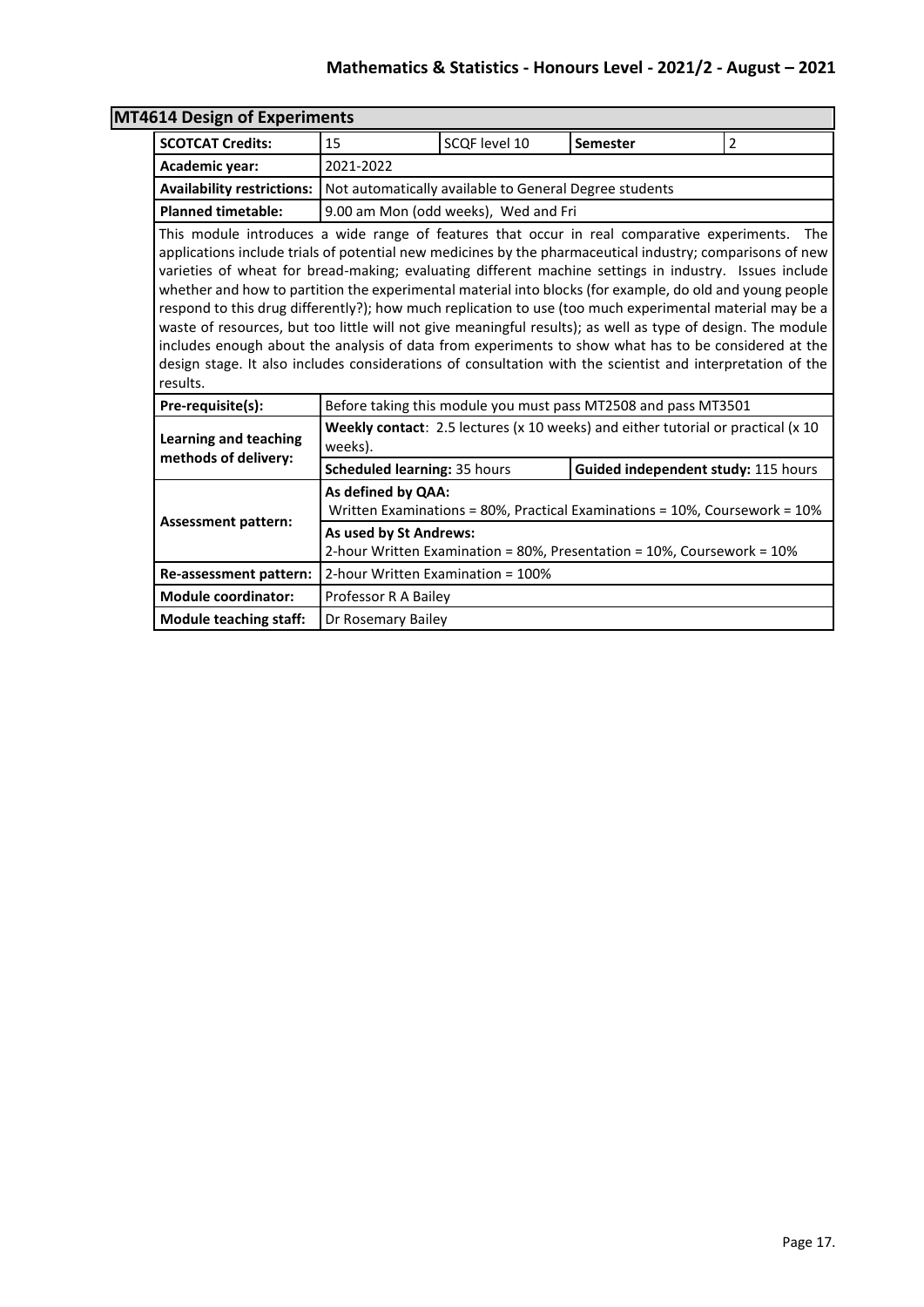## MT4614 Design of Experiments

| SCOTCAT Credits: | 15 | SCQF level 10 | Semester | 2 |
|---|---|---|---|---|
| Academic year: | 2021-2022 | | | |
| Availability restrictions: | Not automatically available to General Degree students | | | |
| Planned timetable: | 9.00 am Mon (odd weeks), Wed and Fri | | | |

This module introduces a wide range of features that occur in real comparative experiments. The applications include trials of potential new medicines by the pharmaceutical industry; comparisons of new varieties of wheat for bread-making; evaluating different machine settings in industry. Issues include whether and how to partition the experimental material into blocks (for example, do old and young people respond to this drug differently?); how much replication to use (too much experimental material may be a waste of resources, but too little will not give meaningful results); as well as type of design. The module includes enough about the analysis of data from experiments to show what has to be considered at the design stage. It also includes considerations of consultation with the scientist and interpretation of the results.

| | | |
|---|---|---|
| **Pre-requisite(s):** | Before taking this module you must pass MT2508 and pass MT3501 | |
| **Learning and teaching methods of delivery:** | **Weekly contact**: 2.5 lectures (x 10 weeks) and either tutorial or practical (x 10 weeks). | |
| | **Scheduled learning:** 35 hours | **Guided independent study:** 115 hours |
| **Assessment pattern:** | **As defined by QAA:** Written Examinations = 80%, Practical Examinations = 10%, Coursework = 10% | |
| | **As used by St Andrews:** 2-hour Written Examination = 80%, Presentation = 10%, Coursework = 10% | |
| **Re-assessment pattern:** | 2-hour Written Examination = 100% | |
| **Module coordinator:** | Professor R A Bailey | |
| **Module teaching staff:** | Dr Rosemary Bailey | |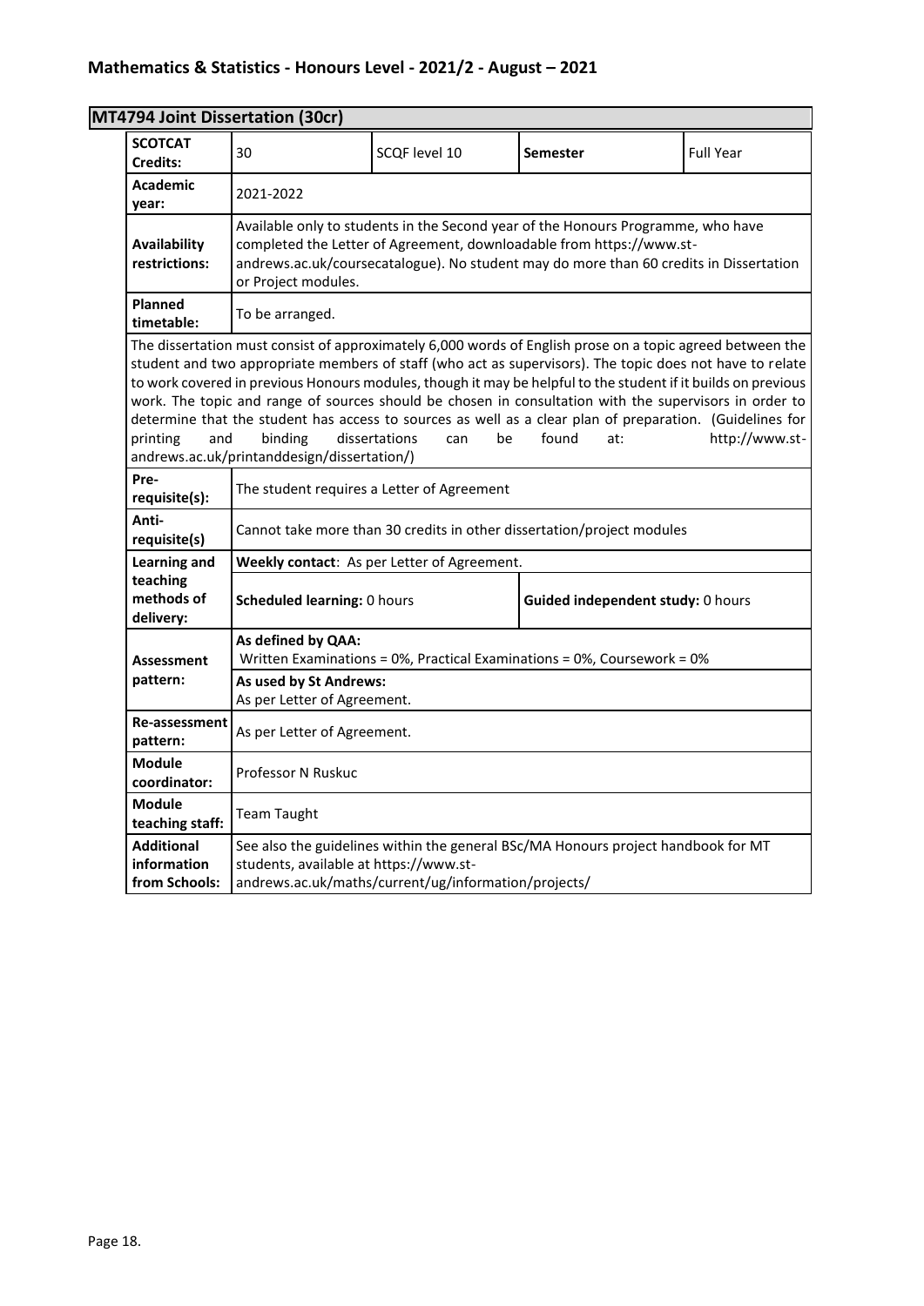## MT4794 Joint Dissertation (30cr)

| | | | | |
|---|---|---|---|---|
| **SCOTCAT Credits:** | 30 | SCQF level 10 | **Semester** | Full Year |
| **Academic year:** | 2021-2022 | | | |
| **Availability restrictions:** | Available only to students in the Second year of the Honours Programme, who have completed the Letter of Agreement, downloadable from https://www.st-andrews.ac.uk/coursecatalogue). No student may do more than 60 credits in Dissertation or Project modules. | | | |
| **Planned timetable:** | To be arranged. | | | |

The dissertation must consist of approximately 6,000 words of English prose on a topic agreed between the student and two appropriate members of staff (who act as supervisors). The topic does not have to relate to work covered in previous Honours modules, though it may be helpful to the student if it builds on previous work. The topic and range of sources should be chosen in consultation with the supervisors in order to determine that the student has access to sources as well as a clear plan of preparation. (Guidelines for printing and binding dissertations can be found at: http://www.st-andrews.ac.uk/printanddesign/dissertation/)

| | | |
|---|---|---|
| **Pre-requisite(s):** | The student requires a Letter of Agreement | |
| **Anti-requisite(s)** | Cannot take more than 30 credits in other dissertation/project modules | |
| **Learning and teaching methods of delivery:** | **Weekly contact**: As per Letter of Agreement. | |
| | **Scheduled learning:** 0 hours | **Guided independent study:** 0 hours |
| **Assessment pattern:** | **As defined by QAA:** Written Examinations = 0%, Practical Examinations = 0%, Coursework = 0% | |
| | **As used by St Andrews:** As per Letter of Agreement. | |
| **Re-assessment pattern:** | As per Letter of Agreement. | |
| **Module coordinator:** | Professor N Ruskuc | |
| **Module teaching staff:** | Team Taught | |
| **Additional information from Schools:** | See also the guidelines within the general BSc/MA Honours project handbook for MT students, available at https://www.st-andrews.ac.uk/maths/current/ug/information/projects/ | |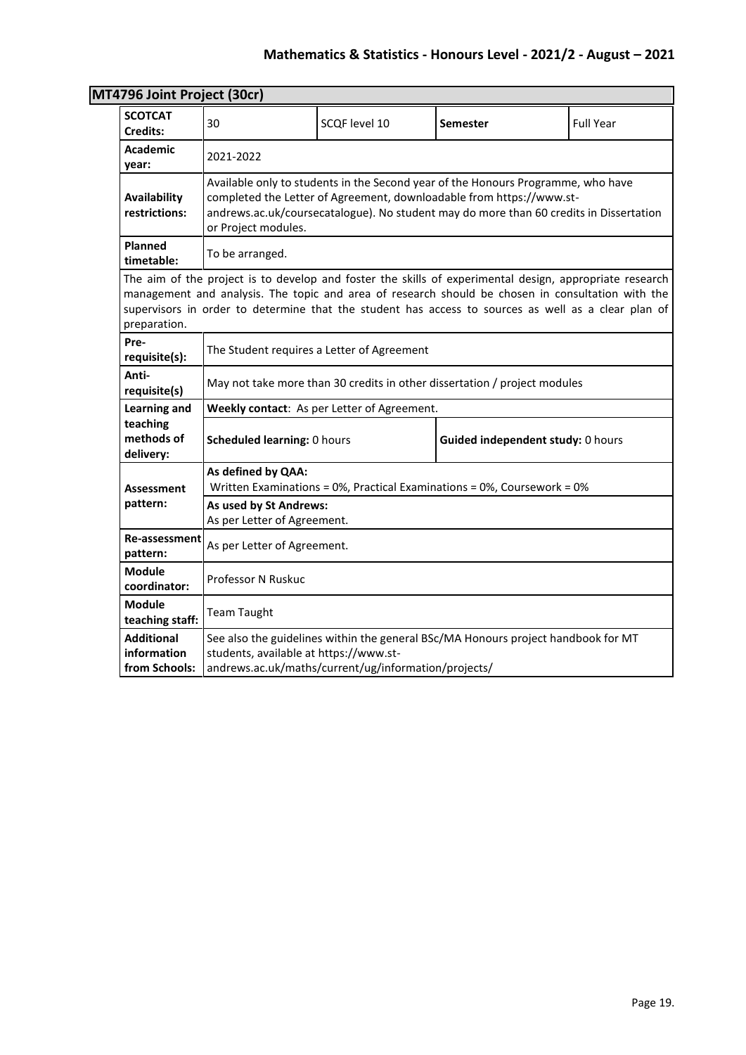## MT4796 Joint Project (30cr)

| | | | | |
|---|---|---|---|---|
| **SCOTCAT Credits:** | 30 | SCQF level 10 | **Semester** | Full Year |
| **Academic year:** | 2021-2022 | | | |
| **Availability restrictions:** | Available only to students in the Second year of the Honours Programme, who have completed the Letter of Agreement, downloadable from https://www.st-andrews.ac.uk/coursecatalogue). No student may do more than 60 credits in Dissertation or Project modules. | | | |
| **Planned timetable:** | To be arranged. | | | |

The aim of the project is to develop and foster the skills of experimental design, appropriate research management and analysis. The topic and area of research should be chosen in consultation with the supervisors in order to determine that the student has access to sources as well as a clear plan of preparation.

| | | |
|---|---|---|
| **Pre-requisite(s):** | The Student requires a Letter of Agreement | |
| **Anti-requisite(s)** | May not take more than 30 credits in other dissertation / project modules | |
| **Learning and teaching methods of delivery:** | **Weekly contact**: As per Letter of Agreement. | |
| | **Scheduled learning:** 0 hours | **Guided independent study:** 0 hours |
| **Assessment pattern:** | **As defined by QAA:** Written Examinations = 0%, Practical Examinations = 0%, Coursework = 0% | |
| | **As used by St Andrews:** As per Letter of Agreement. | |
| **Re-assessment pattern:** | As per Letter of Agreement. | |
| **Module coordinator:** | Professor N Ruskuc | |
| **Module teaching staff:** | Team Taught | |
| **Additional information from Schools:** | See also the guidelines within the general BSc/MA Honours project handbook for MT students, available at https://www.st-andrews.ac.uk/maths/current/ug/information/projects/ | |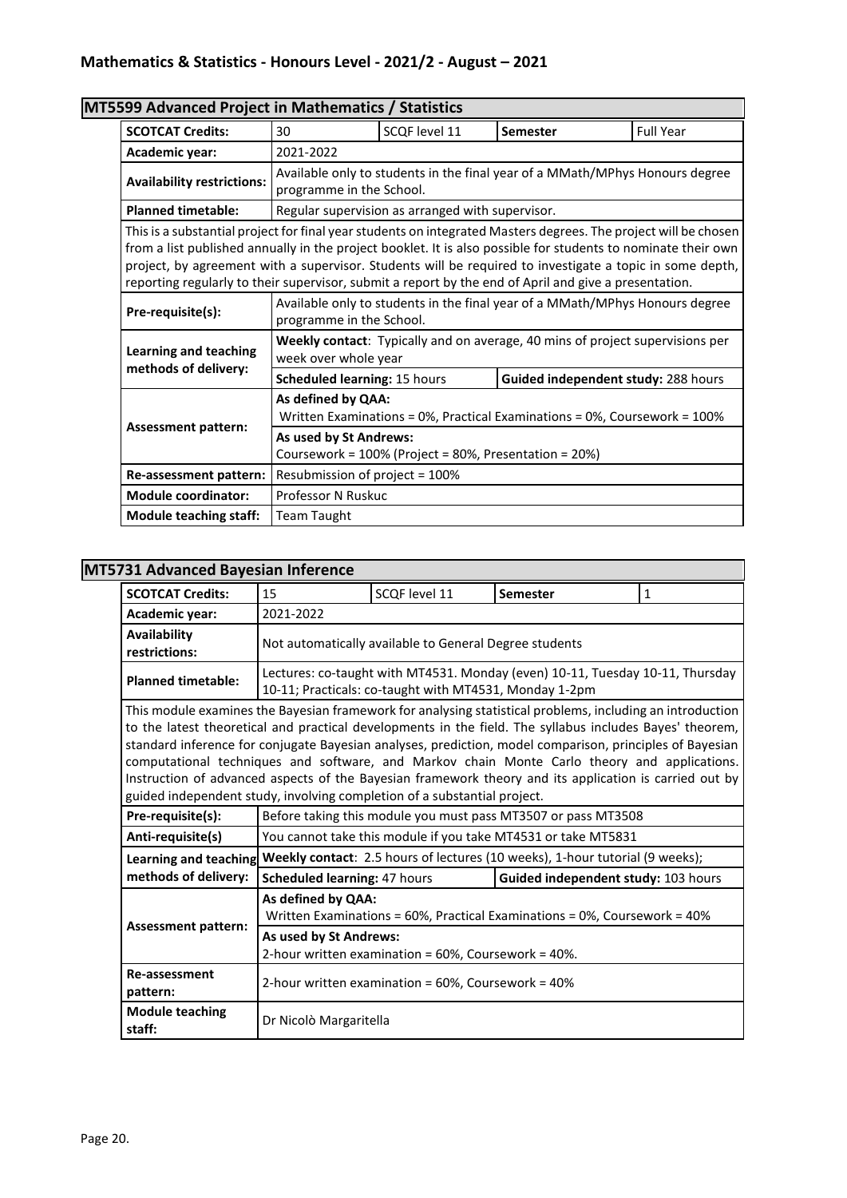## MT5599 Advanced Project in Mathematics / Statistics

| **SCOTCAT Credits:** | 30 | SCQF level 11 | **Semester** | Full Year |
|---|---|---|---|---|
| **Academic year:** | 2021-2022 | | | |
| **Availability restrictions:** | Available only to students in the final year of a MMath/MPhys Honours degree programme in the School. | | | |
| **Planned timetable:** | Regular supervision as arranged with supervisor. | | | |

This is a substantial project for final year students on integrated Masters degrees. The project will be chosen from a list published annually in the project booklet. It is also possible for students to nominate their own project, by agreement with a supervisor. Students will be required to investigate a topic in some depth, reporting regularly to their supervisor, submit a report by the end of April and give a presentation.

| | | |
|---|---|---|
| **Pre-requisite(s):** | Available only to students in the final year of a MMath/MPhys Honours degree programme in the School. | |
| **Learning and teaching methods of delivery:** | **Weekly contact**: Typically and on average, 40 mins of project supervisions per week over whole year | |
| | **Scheduled learning:** 15 hours | **Guided independent study:** 288 hours |
| **Assessment pattern:** | **As defined by QAA:** Written Examinations = 0%, Practical Examinations = 0%, Coursework = 100% | |
| | **As used by St Andrews:** Coursework = 100% (Project = 80%, Presentation = 20%) | |
| **Re-assessment pattern:** | Resubmission of project = 100% | |
| **Module coordinator:** | Professor N Ruskuc | |
| **Module teaching staff:** | Team Taught | |

## MT5731 Advanced Bayesian Inference

| **SCOTCAT Credits:** | 15 | SCQF level 11 | **Semester** | 1 |
|---|---|---|---|---|
| **Academic year:** | 2021-2022 | | | |
| **Availability restrictions:** | Not automatically available to General Degree students | | | |
| **Planned timetable:** | Lectures: co-taught with MT4531. Monday (even) 10-11, Tuesday 10-11, Thursday 10-11; Practicals: co-taught with MT4531, Monday 1-2pm | | | |

This module examines the Bayesian framework for analysing statistical problems, including an introduction to the latest theoretical and practical developments in the field. The syllabus includes Bayes' theorem, standard inference for conjugate Bayesian analyses, prediction, model comparison, principles of Bayesian computational techniques and software, and Markov chain Monte Carlo theory and applications. Instruction of advanced aspects of the Bayesian framework theory and its application is carried out by guided independent study, involving completion of a substantial project.

| | | |
|---|---|---|
| **Pre-requisite(s):** | Before taking this module you must pass MT3507 or pass MT3508 | |
| **Anti-requisite(s)** | You cannot take this module if you take MT4531 or take MT5831 | |
| **Learning and teaching methods of delivery:** | **Weekly contact**: 2.5 hours of lectures (10 weeks), 1-hour tutorial (9 weeks); | |
| | **Scheduled learning:** 47 hours | **Guided independent study:** 103 hours |
| **Assessment pattern:** | **As defined by QAA:** Written Examinations = 60%, Practical Examinations = 0%, Coursework = 40% | |
| | **As used by St Andrews:** 2-hour written examination = 60%, Coursework = 40%. | |
| **Re-assessment pattern:** | 2-hour written examination = 60%, Coursework = 40% | |
| **Module teaching staff:** | Dr Nicolò Margaritella | |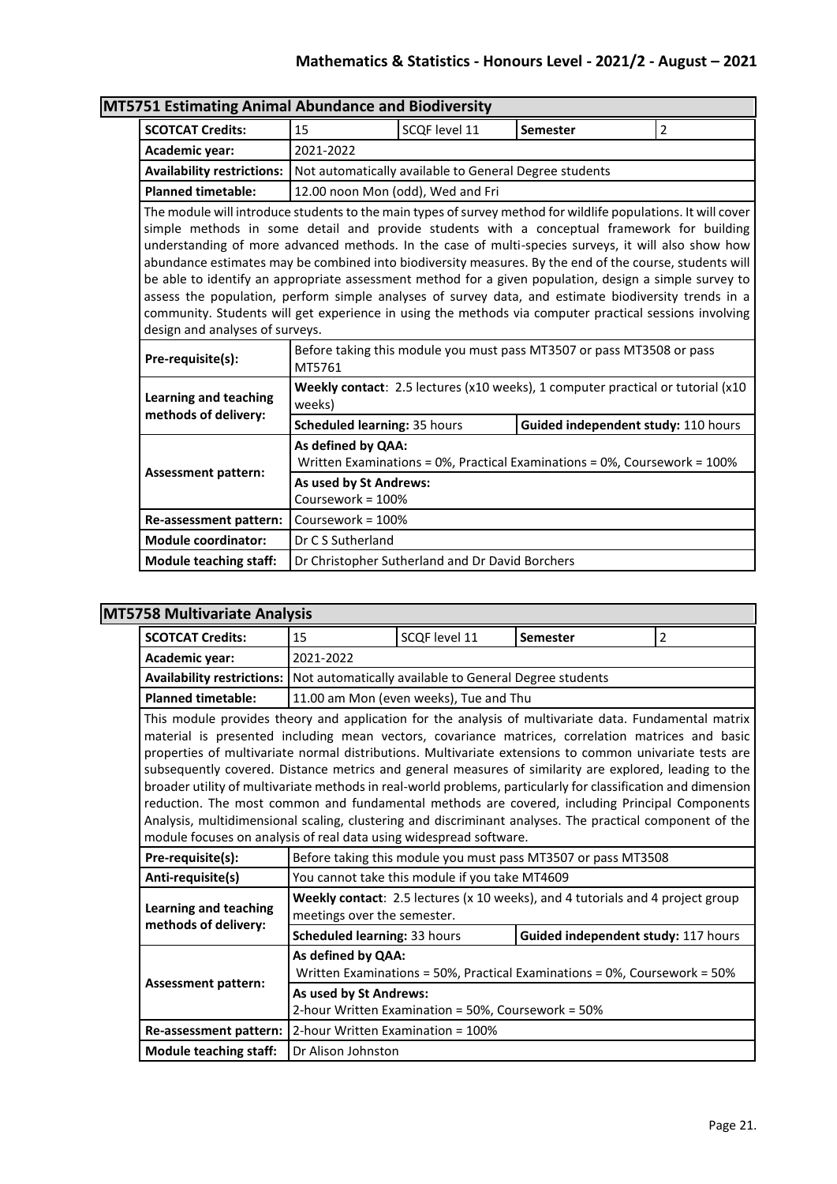## MT5751 Estimating Animal Abundance and Biodiversity

| | | | | |
|---|---|---|---|---|
| **SCOTCAT Credits:** | 15 | SCQF level 11 | **Semester** | 2 |
| **Academic year:** | 2021-2022 | | | |
| **Availability restrictions:** | Not automatically available to General Degree students | | | |
| **Planned timetable:** | 12.00 noon Mon (odd), Wed and Fri | | | |

The module will introduce students to the main types of survey method for wildlife populations. It will cover simple methods in some detail and provide students with a conceptual framework for building understanding of more advanced methods. In the case of multi-species surveys, it will also show how abundance estimates may be combined into biodiversity measures. By the end of the course, students will be able to identify an appropriate assessment method for a given population, design a simple survey to assess the population, perform simple analyses of survey data, and estimate biodiversity trends in a community. Students will get experience in using the methods via computer practical sessions involving design and analyses of surveys.

| | | |
|---|---|---|
| **Pre-requisite(s):** | Before taking this module you must pass MT3507 or pass MT3508 or pass MT5761 | |
| **Learning and teaching methods of delivery:** | **Weekly contact**: 2.5 lectures (x10 weeks), 1 computer practical or tutorial (x10 weeks) | |
| | **Scheduled learning:** 35 hours | **Guided independent study:** 110 hours |
| **Assessment pattern:** | **As defined by QAA:** Written Examinations = 0%, Practical Examinations = 0%, Coursework = 100% | |
| | **As used by St Andrews:** Coursework = 100% | |
| **Re-assessment pattern:** | Coursework = 100% | |
| **Module coordinator:** | Dr C S Sutherland | |
| **Module teaching staff:** | Dr Christopher Sutherland and Dr David Borchers | |

## MT5758 Multivariate Analysis

| | | | | |
|---|---|---|---|---|
| **SCOTCAT Credits:** | 15 | SCQF level 11 | **Semester** | 2 |
| **Academic year:** | 2021-2022 | | | |
| **Availability restrictions:** | Not automatically available to General Degree students | | | |
| **Planned timetable:** | 11.00 am Mon (even weeks), Tue and Thu | | | |

This module provides theory and application for the analysis of multivariate data. Fundamental matrix material is presented including mean vectors, covariance matrices, correlation matrices and basic properties of multivariate normal distributions. Multivariate extensions to common univariate tests are subsequently covered. Distance metrics and general measures of similarity are explored, leading to the broader utility of multivariate methods in real-world problems, particularly for classification and dimension reduction. The most common and fundamental methods are covered, including Principal Components Analysis, multidimensional scaling, clustering and discriminant analyses. The practical component of the module focuses on analysis of real data using widespread software.

| | | |
|---|---|---|
| **Pre-requisite(s):** | Before taking this module you must pass MT3507 or pass MT3508 | |
| **Anti-requisite(s)** | You cannot take this module if you take MT4609 | |
| **Learning and teaching methods of delivery:** | **Weekly contact**: 2.5 lectures (x 10 weeks), and 4 tutorials and 4 project group meetings over the semester. | |
| | **Scheduled learning:** 33 hours | **Guided independent study:** 117 hours |
| **Assessment pattern:** | **As defined by QAA:** Written Examinations = 50%, Practical Examinations = 0%, Coursework = 50% | |
| | **As used by St Andrews:** 2-hour Written Examination = 50%, Coursework = 50% | |
| **Re-assessment pattern:** | 2-hour Written Examination = 100% | |
| **Module teaching staff:** | Dr Alison Johnston | |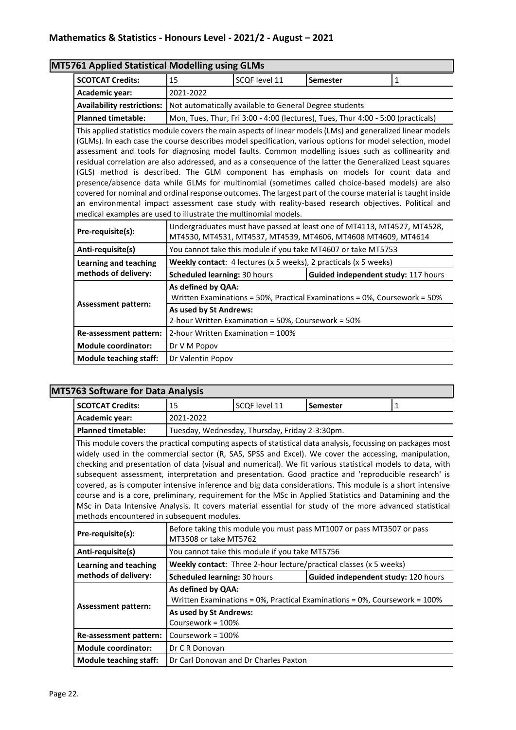## MT5761 Applied Statistical Modelling using GLMs

| SCOTCAT Credits: | 15 | SCQF level 11 | Semester | 1 |
|---|---|---|---|---|
| Academic year: | 2021-2022 | | | |
| Availability restrictions: | Not automatically available to General Degree students | | | |
| Planned timetable: | Mon, Tues, Thur, Fri 3:00 - 4:00 (lectures), Tues, Thur 4:00 - 5:00 (practicals) | | | |

This applied statistics module covers the main aspects of linear models (LMs) and generalized linear models (GLMs). In each case the course describes model specification, various options for model selection, model assessment and tools for diagnosing model faults. Common modelling issues such as collinearity and residual correlation are also addressed, and as a consequence of the latter the Generalized Least squares (GLS) method is described. The GLM component has emphasis on models for count data and presence/absence data while GLMs for multinomial (sometimes called choice-based models) are also covered for nominal and ordinal response outcomes. The largest part of the course material is taught inside an environmental impact assessment case study with reality-based research objectives. Political and medical examples are used to illustrate the multinomial models.

| | | |
|---|---|---|
| Pre-requisite(s): | Undergraduates must have passed at least one of MT4113, MT4527, MT4528, MT4530, MT4531, MT4537, MT4539, MT4606, MT4608 MT4609, MT4614 | |
| Anti-requisite(s) | You cannot take this module if you take MT4607 or take MT5753 | |
| Learning and teaching methods of delivery: | **Weekly contact**: 4 lectures (x 5 weeks), 2 practicals (x 5 weeks) | |
| | **Scheduled learning:** 30 hours | **Guided independent study:** 117 hours |
| Assessment pattern: | **As defined by QAA:** Written Examinations = 50%, Practical Examinations = 0%, Coursework = 50% | |
| | **As used by St Andrews:** 2-hour Written Examination = 50%, Coursework = 50% | |
| Re-assessment pattern: | 2-hour Written Examination = 100% | |
| Module coordinator: | Dr V M Popov | |
| Module teaching staff: | Dr Valentin Popov | |

## MT5763 Software for Data Analysis

| SCOTCAT Credits: | 15 | SCQF level 11 | Semester | 1 |
|---|---|---|---|---|
| Academic year: | 2021-2022 | | | |
| Planned timetable: | Tuesday, Wednesday, Thursday, Friday 2-3:30pm. | | | |

This module covers the practical computing aspects of statistical data analysis, focussing on packages most widely used in the commercial sector (R, SAS, SPSS and Excel). We cover the accessing, manipulation, checking and presentation of data (visual and numerical). We fit various statistical models to data, with subsequent assessment, interpretation and presentation. Good practice and 'reproducible research' is covered, as is computer intensive inference and big data considerations. This module is a short intensive course and is a core, preliminary, requirement for the MSc in Applied Statistics and Datamining and the MSc in Data Intensive Analysis. It covers material essential for study of the more advanced statistical methods encountered in subsequent modules.

| | | |
|---|---|---|
| Pre-requisite(s): | Before taking this module you must pass MT1007 or pass MT3507 or pass MT3508 or take MT5762 | |
| Anti-requisite(s) | You cannot take this module if you take MT5756 | |
| Learning and teaching methods of delivery: | **Weekly contact**: Three 2-hour lecture/practical classes (x 5 weeks) | |
| | **Scheduled learning:** 30 hours | **Guided independent study:** 120 hours |
| Assessment pattern: | **As defined by QAA:** Written Examinations = 0%, Practical Examinations = 0%, Coursework = 100% | |
| | **As used by St Andrews:** Coursework = 100% | |
| Re-assessment pattern: | Coursework = 100% | |
| Module coordinator: | Dr C R Donovan | |
| Module teaching staff: | Dr Carl Donovan and Dr Charles Paxton | |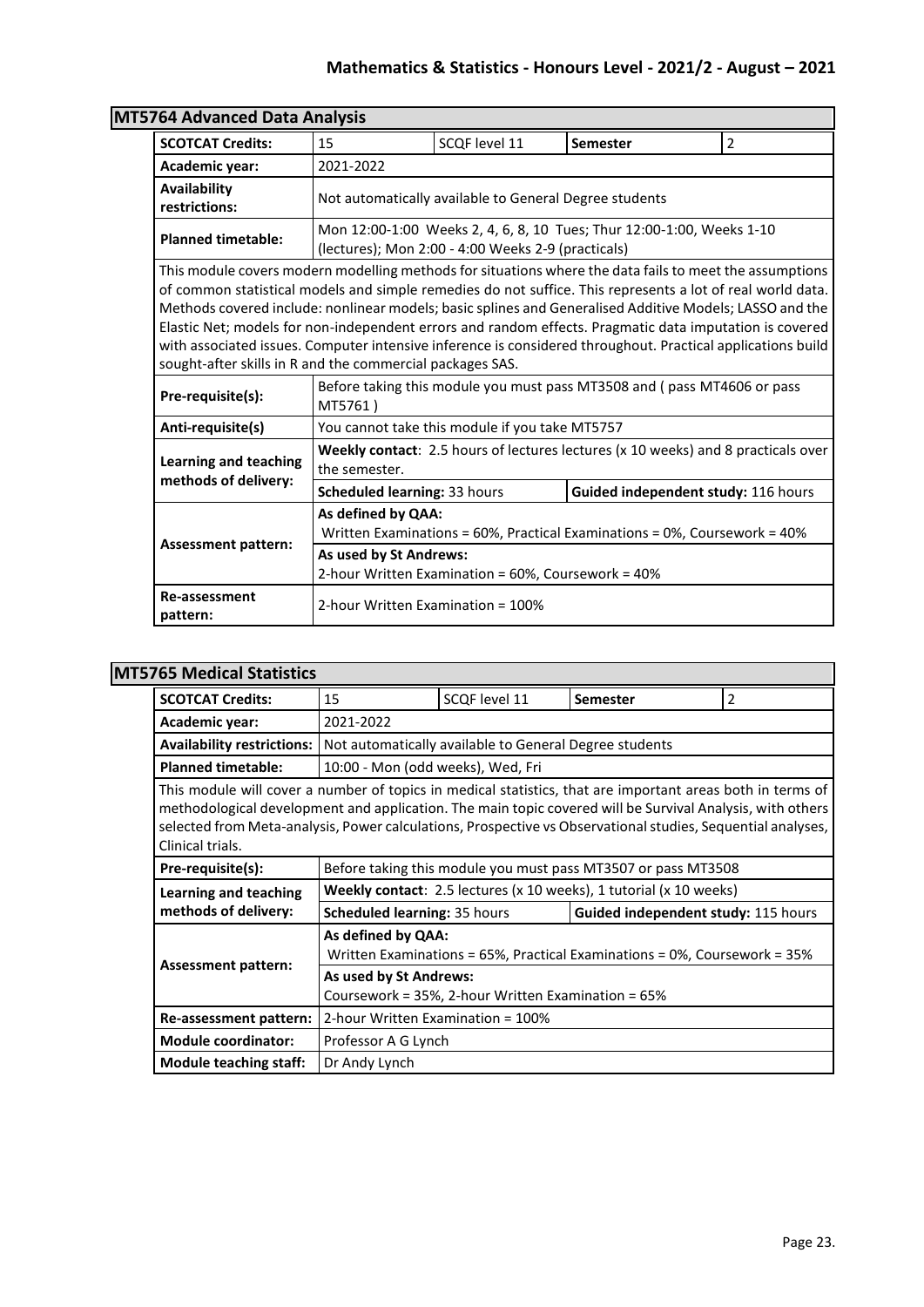## MT5764 Advanced Data Analysis

| | | | | |
|---|---|---|---|---|
| **SCOTCAT Credits:** | 15 | SCQF level 11 | **Semester** | 2 |
| **Academic year:** | 2021-2022 | | | |
| **Availability restrictions:** | Not automatically available to General Degree students | | | |
| **Planned timetable:** | Mon 12:00-1:00 Weeks 2, 4, 6, 8, 10 Tues; Thur 12:00-1:00, Weeks 1-10 (lectures); Mon 2:00 - 4:00 Weeks 2-9 (practicals) | | | |

This module covers modern modelling methods for situations where the data fails to meet the assumptions of common statistical models and simple remedies do not suffice. This represents a lot of real world data. Methods covered include: nonlinear models; basic splines and Generalised Additive Models; LASSO and the Elastic Net; models for non-independent errors and random effects. Pragmatic data imputation is covered with associated issues. Computer intensive inference is considered throughout. Practical applications build sought-after skills in R and the commercial packages SAS.

| | | |
|---|---|---|
| **Pre-requisite(s):** | Before taking this module you must pass MT3508 and ( pass MT4606 or pass MT5761 ) | |
| **Anti-requisite(s)** | You cannot take this module if you take MT5757 | |
| **Learning and teaching methods of delivery:** | **Weekly contact**: 2.5 hours of lectures lectures (x 10 weeks) and 8 practicals over the semester. | |
| | **Scheduled learning:** 33 hours | **Guided independent study:** 116 hours |
| **Assessment pattern:** | **As defined by QAA:** Written Examinations = 60%, Practical Examinations = 0%, Coursework = 40% | |
| | **As used by St Andrews:** 2-hour Written Examination = 60%, Coursework = 40% | |
| **Re-assessment pattern:** | 2-hour Written Examination = 100% | |

## MT5765 Medical Statistics

| | | | | |
|---|---|---|---|---|
| **SCOTCAT Credits:** | 15 | SCQF level 11 | **Semester** | 2 |
| **Academic year:** | 2021-2022 | | | |
| **Availability restrictions:** | Not automatically available to General Degree students | | | |
| **Planned timetable:** | 10:00 - Mon (odd weeks), Wed, Fri | | | |

This module will cover a number of topics in medical statistics, that are important areas both in terms of methodological development and application. The main topic covered will be Survival Analysis, with others selected from Meta-analysis, Power calculations, Prospective vs Observational studies, Sequential analyses, Clinical trials.

| | | |
|---|---|---|
| **Pre-requisite(s):** | Before taking this module you must pass MT3507 or pass MT3508 | |
| **Learning and teaching methods of delivery:** | **Weekly contact**: 2.5 lectures (x 10 weeks), 1 tutorial (x 10 weeks) | |
| | **Scheduled learning:** 35 hours | **Guided independent study:** 115 hours |
| **Assessment pattern:** | **As defined by QAA:** Written Examinations = 65%, Practical Examinations = 0%, Coursework = 35% | |
| | **As used by St Andrews:** Coursework = 35%, 2-hour Written Examination = 65% | |
| **Re-assessment pattern:** | 2-hour Written Examination = 100% | |
| **Module coordinator:** | Professor A G Lynch | |
| **Module teaching staff:** | Dr Andy Lynch | |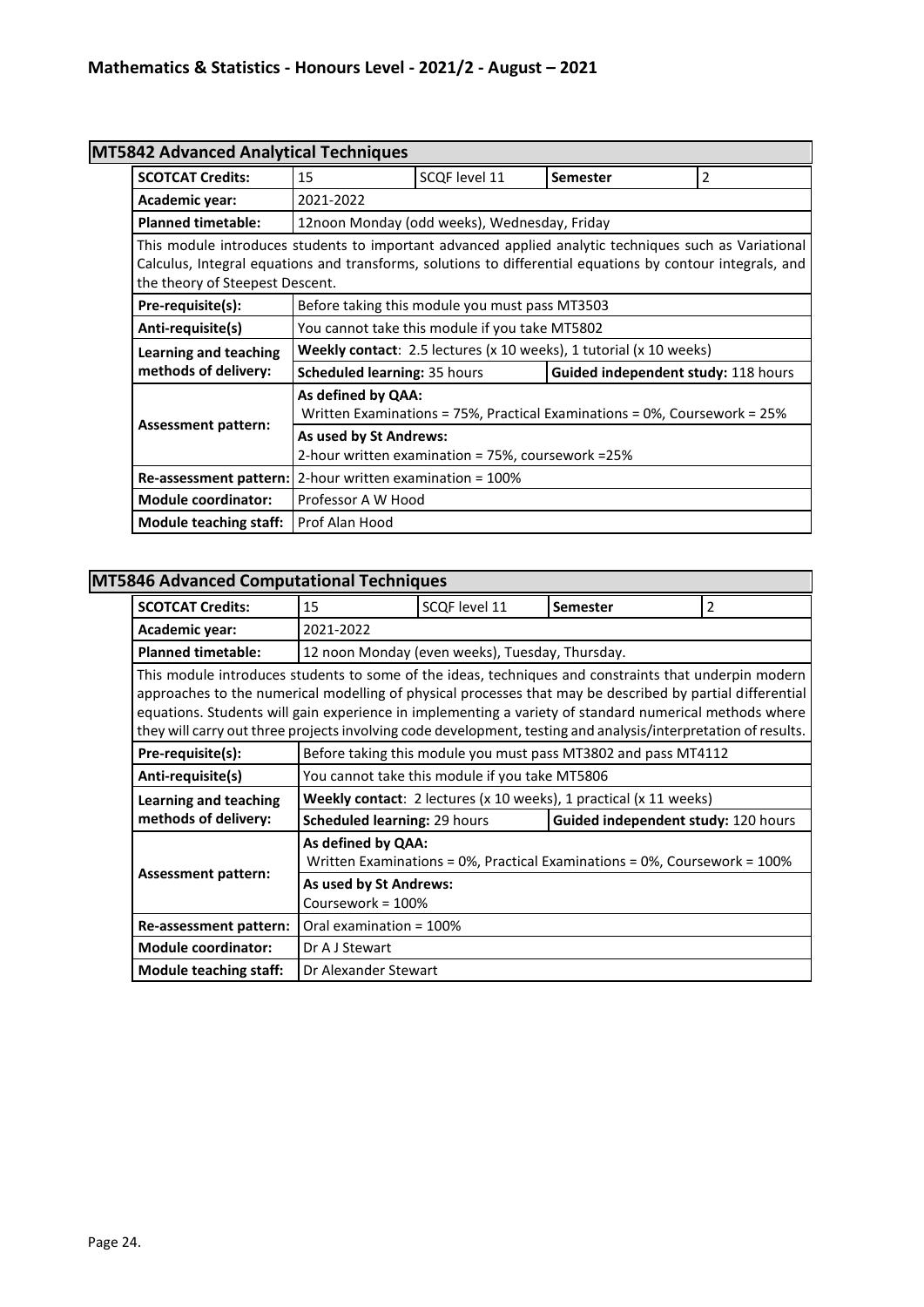## MT5842 Advanced Analytical Techniques

| SCOTCAT Credits: | 15 | SCQF level 11 | Semester | 2 |
|---|---|---|---|---|
| Academic year: | 2021-2022 | | | |
| Planned timetable: | 12noon Monday (odd weeks), Wednesday, Friday | | | |

This module introduces students to important advanced applied analytic techniques such as Variational Calculus, Integral equations and transforms, solutions to differential equations by contour integrals, and the theory of Steepest Descent.

| | | |
|---|---|---|
| Pre-requisite(s): | Before taking this module you must pass MT3503 | |
| Anti-requisite(s) | You cannot take this module if you take MT5802 | |
| Learning and teaching methods of delivery: | **Weekly contact**: 2.5 lectures (x 10 weeks), 1 tutorial (x 10 weeks) | |
| | **Scheduled learning:** 35 hours | **Guided independent study:** 118 hours |
| Assessment pattern: | **As defined by QAA:** Written Examinations = 75%, Practical Examinations = 0%, Coursework = 25% | |
| | **As used by St Andrews:** 2-hour written examination = 75%, coursework =25% | |
| Re-assessment pattern: | 2-hour written examination = 100% | |
| Module coordinator: | Professor A W Hood | |
| Module teaching staff: | Prof Alan Hood | |

## MT5846 Advanced Computational Techniques

| SCOTCAT Credits: | 15 | SCQF level 11 | Semester | 2 |
|---|---|---|---|---|
| Academic year: | 2021-2022 | | | |
| Planned timetable: | 12 noon Monday (even weeks), Tuesday, Thursday. | | | |

This module introduces students to some of the ideas, techniques and constraints that underpin modern approaches to the numerical modelling of physical processes that may be described by partial differential equations. Students will gain experience in implementing a variety of standard numerical methods where they will carry out three projects involving code development, testing and analysis/interpretation of results.

| | | |
|---|---|---|
| Pre-requisite(s): | Before taking this module you must pass MT3802 and pass MT4112 | |
| Anti-requisite(s) | You cannot take this module if you take MT5806 | |
| Learning and teaching methods of delivery: | **Weekly contact**: 2 lectures (x 10 weeks), 1 practical (x 11 weeks) | |
| | **Scheduled learning:** 29 hours | **Guided independent study:** 120 hours |
| Assessment pattern: | **As defined by QAA:** Written Examinations = 0%, Practical Examinations = 0%, Coursework = 100% | |
| | **As used by St Andrews:** Coursework = 100% | |
| Re-assessment pattern: | Oral examination = 100% | |
| Module coordinator: | Dr A J Stewart | |
| Module teaching staff: | Dr Alexander Stewart | |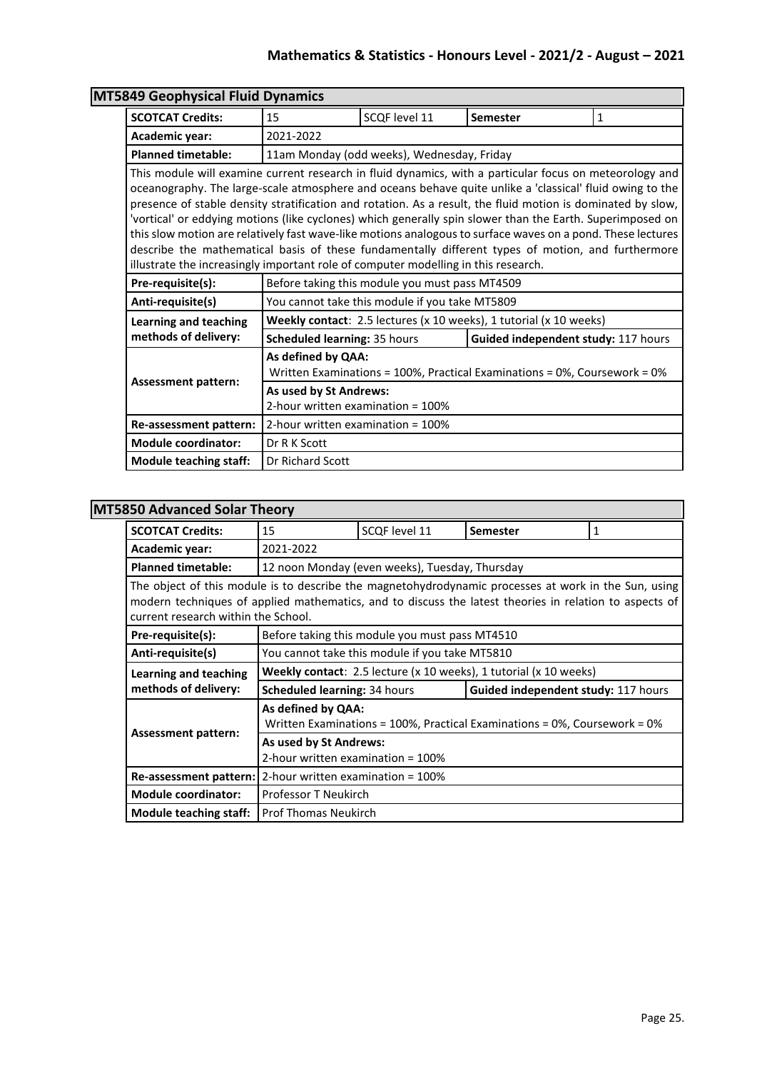## MT5849 Geophysical Fluid Dynamics

| SCOTCAT Credits: | 15 | SCQF level 11 | Semester | 1 |
|---|---|---|---|---|
| Academic year: | 2021-2022 | | | |
| Planned timetable: | 11am Monday (odd weeks), Wednesday, Friday | | | |

This module will examine current research in fluid dynamics, with a particular focus on meteorology and oceanography. The large-scale atmosphere and oceans behave quite unlike a 'classical' fluid owing to the presence of stable density stratification and rotation. As a result, the fluid motion is dominated by slow, 'vortical' or eddying motions (like cyclones) which generally spin slower than the Earth. Superimposed on this slow motion are relatively fast wave-like motions analogous to surface waves on a pond. These lectures describe the mathematical basis of these fundamentally different types of motion, and furthermore illustrate the increasingly important role of computer modelling in this research.

| | | |
|---|---|---|
| Pre-requisite(s): | Before taking this module you must pass MT4509 | |
| Anti-requisite(s) | You cannot take this module if you take MT5809 | |
| Learning and teaching methods of delivery: | **Weekly contact**: 2.5 lectures (x 10 weeks), 1 tutorial (x 10 weeks) | |
| | **Scheduled learning:** 35 hours | **Guided independent study:** 117 hours |
| Assessment pattern: | **As defined by QAA:** Written Examinations = 100%, Practical Examinations = 0%, Coursework = 0% | |
| | **As used by St Andrews:** 2-hour written examination = 100% | |
| Re-assessment pattern: | 2-hour written examination = 100% | |
| Module coordinator: | Dr R K Scott | |
| Module teaching staff: | Dr Richard Scott | |

## MT5850 Advanced Solar Theory

| SCOTCAT Credits: | 15 | SCQF level 11 | Semester | 1 |
|---|---|---|---|---|
| Academic year: | 2021-2022 | | | |
| Planned timetable: | 12 noon Monday (even weeks), Tuesday, Thursday | | | |

The object of this module is to describe the magnetohydrodynamic processes at work in the Sun, using modern techniques of applied mathematics, and to discuss the latest theories in relation to aspects of current research within the School.

| | | |
|---|---|---|
| Pre-requisite(s): | Before taking this module you must pass MT4510 | |
| Anti-requisite(s) | You cannot take this module if you take MT5810 | |
| Learning and teaching methods of delivery: | **Weekly contact**: 2.5 lecture (x 10 weeks), 1 tutorial (x 10 weeks) | |
| | **Scheduled learning:** 34 hours | **Guided independent study:** 117 hours |
| Assessment pattern: | **As defined by QAA:** Written Examinations = 100%, Practical Examinations = 0%, Coursework = 0% | |
| | **As used by St Andrews:** 2-hour written examination = 100% | |
| Re-assessment pattern: | 2-hour written examination = 100% | |
| Module coordinator: | Professor T Neukirch | |
| Module teaching staff: | Prof Thomas Neukirch | |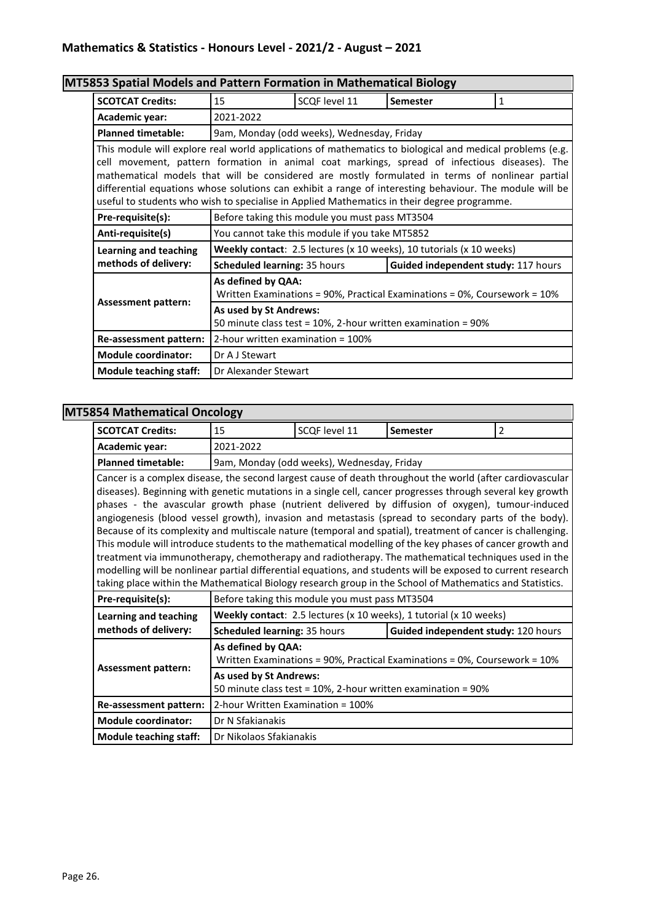## MT5853 Spatial Models and Pattern Formation in Mathematical Biology

| | | | | |
|---|---|---|---|---|
| **SCOTCAT Credits:** | 15 | SCQF level 11 | **Semester** | 1 |
| **Academic year:** | 2021-2022 | | | |
| **Planned timetable:** | 9am, Monday (odd weeks), Wednesday, Friday | | | |

This module will explore real world applications of mathematics to biological and medical problems (e.g. cell movement, pattern formation in animal coat markings, spread of infectious diseases). The mathematical models that will be considered are mostly formulated in terms of nonlinear partial differential equations whose solutions can exhibit a range of interesting behaviour. The module will be useful to students who wish to specialise in Applied Mathematics in their degree programme.

| | | |
|---|---|---|
| **Pre-requisite(s):** | Before taking this module you must pass MT3504 | |
| **Anti-requisite(s)** | You cannot take this module if you take MT5852 | |
| **Learning and teaching methods of delivery:** | **Weekly contact**: 2.5 lectures (x 10 weeks), 10 tutorials (x 10 weeks) | |
| | **Scheduled learning:** 35 hours | **Guided independent study:** 117 hours |
| **Assessment pattern:** | **As defined by QAA:** Written Examinations = 90%, Practical Examinations = 0%, Coursework = 10% | |
| | **As used by St Andrews:** 50 minute class test = 10%, 2-hour written examination = 90% | |
| **Re-assessment pattern:** | 2-hour written examination = 100% | |
| **Module coordinator:** | Dr A J Stewart | |
| **Module teaching staff:** | Dr Alexander Stewart | |

## MT5854 Mathematical Oncology

| | | | | |
|---|---|---|---|---|
| **SCOTCAT Credits:** | 15 | SCQF level 11 | **Semester** | 2 |
| **Academic year:** | 2021-2022 | | | |
| **Planned timetable:** | 9am, Monday (odd weeks), Wednesday, Friday | | | |

Cancer is a complex disease, the second largest cause of death throughout the world (after cardiovascular diseases). Beginning with genetic mutations in a single cell, cancer progresses through several key growth phases - the avascular growth phase (nutrient delivered by diffusion of oxygen), tumour-induced angiogenesis (blood vessel growth), invasion and metastasis (spread to secondary parts of the body). Because of its complexity and multiscale nature (temporal and spatial), treatment of cancer is challenging. This module will introduce students to the mathematical modelling of the key phases of cancer growth and treatment via immunotherapy, chemotherapy and radiotherapy. The mathematical techniques used in the modelling will be nonlinear partial differential equations, and students will be exposed to current research taking place within the Mathematical Biology research group in the School of Mathematics and Statistics.

| | | |
|---|---|---|
| **Pre-requisite(s):** | Before taking this module you must pass MT3504 | |
| **Learning and teaching methods of delivery:** | **Weekly contact**: 2.5 lectures (x 10 weeks), 1 tutorial (x 10 weeks) | |
| | **Scheduled learning:** 35 hours | **Guided independent study:** 120 hours |
| **Assessment pattern:** | **As defined by QAA:** Written Examinations = 90%, Practical Examinations = 0%, Coursework = 10% | |
| | **As used by St Andrews:** 50 minute class test = 10%, 2-hour written examination = 90% | |
| **Re-assessment pattern:** | 2-hour Written Examination = 100% | |
| **Module coordinator:** | Dr N Sfakianakis | |
| **Module teaching staff:** | Dr Nikolaos Sfakianakis | |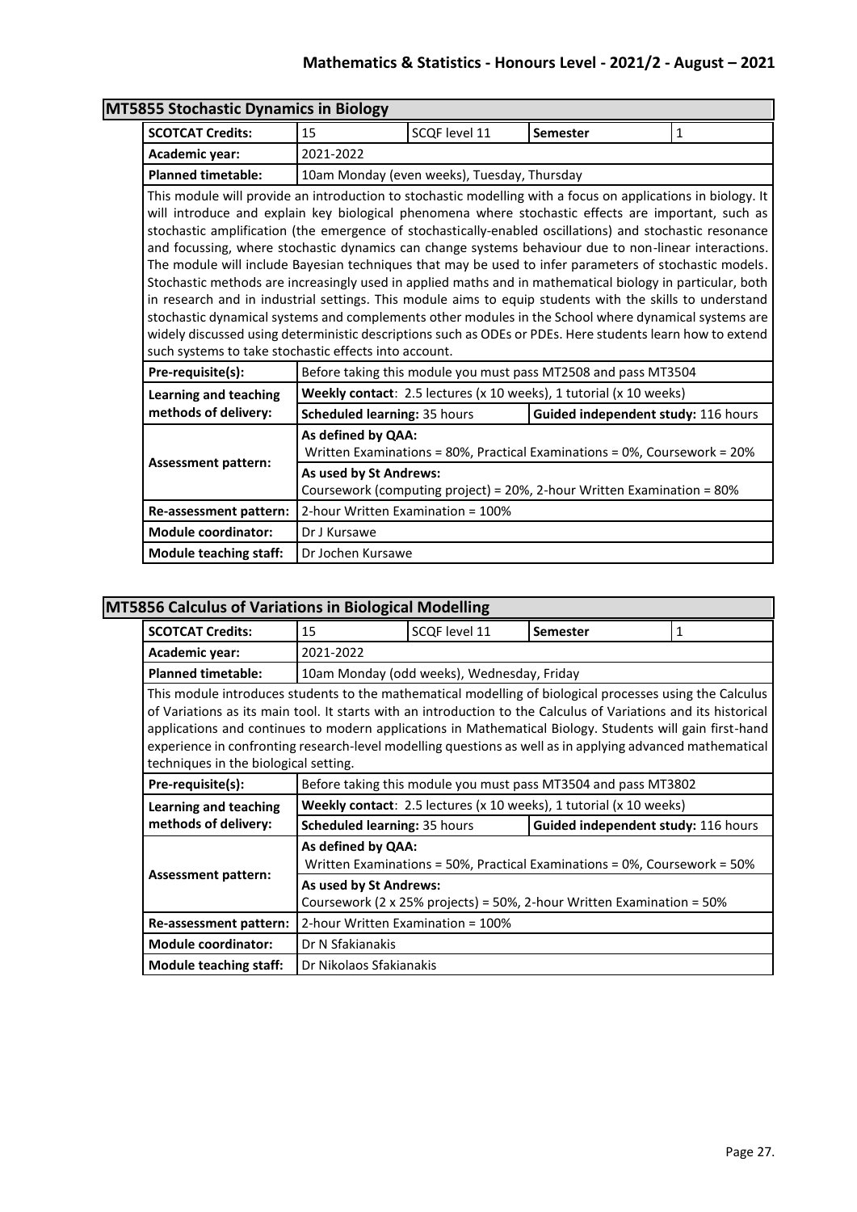## MT5855 Stochastic Dynamics in Biology

| | | | | |
|---|---|---|---|---|
| **SCOTCAT Credits:** | 15 | SCQF level 11 | **Semester** | 1 |
| **Academic year:** | 2021-2022 | | | |
| **Planned timetable:** | 10am Monday (even weeks), Tuesday, Thursday | | | |

This module will provide an introduction to stochastic modelling with a focus on applications in biology. It will introduce and explain key biological phenomena where stochastic effects are important, such as stochastic amplification (the emergence of stochastically-enabled oscillations) and stochastic resonance and focussing, where stochastic dynamics can change systems behaviour due to non-linear interactions. The module will include Bayesian techniques that may be used to infer parameters of stochastic models. Stochastic methods are increasingly used in applied maths and in mathematical biology in particular, both in research and in industrial settings. This module aims to equip students with the skills to understand stochastic dynamical systems and complements other modules in the School where dynamical systems are widely discussed using deterministic descriptions such as ODEs or PDEs. Here students learn how to extend such systems to take stochastic effects into account.

| | | |
|---|---|---|
| **Pre-requisite(s):** | Before taking this module you must pass MT2508 and pass MT3504 | |
| **Learning and teaching methods of delivery:** | **Weekly contact**: 2.5 lectures (x 10 weeks), 1 tutorial (x 10 weeks) | |
| | **Scheduled learning:** 35 hours | **Guided independent study:** 116 hours |
| **Assessment pattern:** | **As defined by QAA:** Written Examinations = 80%, Practical Examinations = 0%, Coursework = 20% | |
| | **As used by St Andrews:** Coursework (computing project) = 20%, 2-hour Written Examination = 80% | |
| **Re-assessment pattern:** | 2-hour Written Examination = 100% | |
| **Module coordinator:** | Dr J Kursawe | |
| **Module teaching staff:** | Dr Jochen Kursawe | |

## MT5856 Calculus of Variations in Biological Modelling

| | | | | |
|---|---|---|---|---|
| **SCOTCAT Credits:** | 15 | SCQF level 11 | **Semester** | 1 |
| **Academic year:** | 2021-2022 | | | |
| **Planned timetable:** | 10am Monday (odd weeks), Wednesday, Friday | | | |

This module introduces students to the mathematical modelling of biological processes using the Calculus of Variations as its main tool. It starts with an introduction to the Calculus of Variations and its historical applications and continues to modern applications in Mathematical Biology. Students will gain first-hand experience in confronting research-level modelling questions as well as in applying advanced mathematical techniques in the biological setting.

| | | |
|---|---|---|
| **Pre-requisite(s):** | Before taking this module you must pass MT3504 and pass MT3802 | |
| **Learning and teaching methods of delivery:** | **Weekly contact**: 2.5 lectures (x 10 weeks), 1 tutorial (x 10 weeks) | |
| | **Scheduled learning:** 35 hours | **Guided independent study:** 116 hours |
| **Assessment pattern:** | **As defined by QAA:** Written Examinations = 50%, Practical Examinations = 0%, Coursework = 50% | |
| | **As used by St Andrews:** Coursework (2 x 25% projects) = 50%, 2-hour Written Examination = 50% | |
| **Re-assessment pattern:** | 2-hour Written Examination = 100% | |
| **Module coordinator:** | Dr N Sfakianakis | |
| **Module teaching staff:** | Dr Nikolaos Sfakianakis | |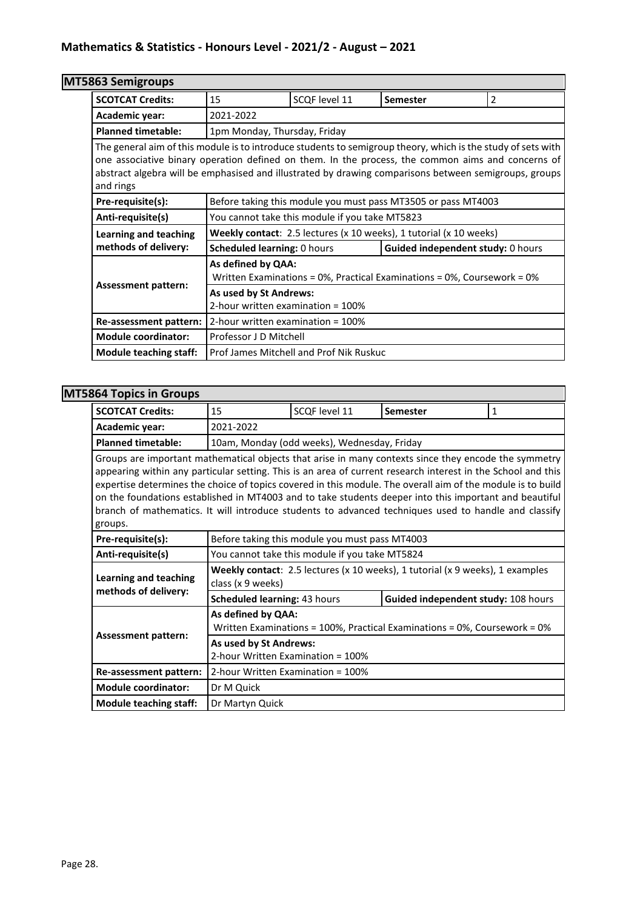## MT5863 Semigroups

| **SCOTCAT Credits:** | 15 | SCQF level 11 | **Semester** | 2 |
|---|---|---|---|---|
| **Academic year:** | 2021-2022 | | | |
| **Planned timetable:** | 1pm Monday, Thursday, Friday | | | |

The general aim of this module is to introduce students to semigroup theory, which is the study of sets with one associative binary operation defined on them. In the process, the common aims and concerns of abstract algebra will be emphasised and illustrated by drawing comparisons between semigroups, groups and rings

| | | |
|---|---|---|
| **Pre-requisite(s):** | Before taking this module you must pass MT3505 or pass MT4003 | |
| **Anti-requisite(s)** | You cannot take this module if you take MT5823 | |
| **Learning and teaching methods of delivery:** | **Weekly contact**: 2.5 lectures (x 10 weeks), 1 tutorial (x 10 weeks) | |
| | **Scheduled learning:** 0 hours | **Guided independent study:** 0 hours |
| **Assessment pattern:** | **As defined by QAA:** Written Examinations = 0%, Practical Examinations = 0%, Coursework = 0% | |
| | **As used by St Andrews:** 2-hour written examination = 100% | |
| **Re-assessment pattern:** | 2-hour written examination = 100% | |
| **Module coordinator:** | Professor J D Mitchell | |
| **Module teaching staff:** | Prof James Mitchell and Prof Nik Ruskuc | |

## MT5864 Topics in Groups

| **SCOTCAT Credits:** | 15 | SCQF level 11 | **Semester** | 1 |
|---|---|---|---|---|
| **Academic year:** | 2021-2022 | | | |
| **Planned timetable:** | 10am, Monday (odd weeks), Wednesday, Friday | | | |

Groups are important mathematical objects that arise in many contexts since they encode the symmetry appearing within any particular setting. This is an area of current research interest in the School and this expertise determines the choice of topics covered in this module. The overall aim of the module is to build on the foundations established in MT4003 and to take students deeper into this important and beautiful branch of mathematics. It will introduce students to advanced techniques used to handle and classify groups.

| | | |
|---|---|---|
| **Pre-requisite(s):** | Before taking this module you must pass MT4003 | |
| **Anti-requisite(s)** | You cannot take this module if you take MT5824 | |
| **Learning and teaching methods of delivery:** | **Weekly contact**: 2.5 lectures (x 10 weeks), 1 tutorial (x 9 weeks), 1 examples class (x 9 weeks) | |
| | **Scheduled learning:** 43 hours | **Guided independent study:** 108 hours |
| **Assessment pattern:** | **As defined by QAA:** Written Examinations = 100%, Practical Examinations = 0%, Coursework = 0% | |
| | **As used by St Andrews:** 2-hour Written Examination = 100% | |
| **Re-assessment pattern:** | 2-hour Written Examination = 100% | |
| **Module coordinator:** | Dr M Quick | |
| **Module teaching staff:** | Dr Martyn Quick | |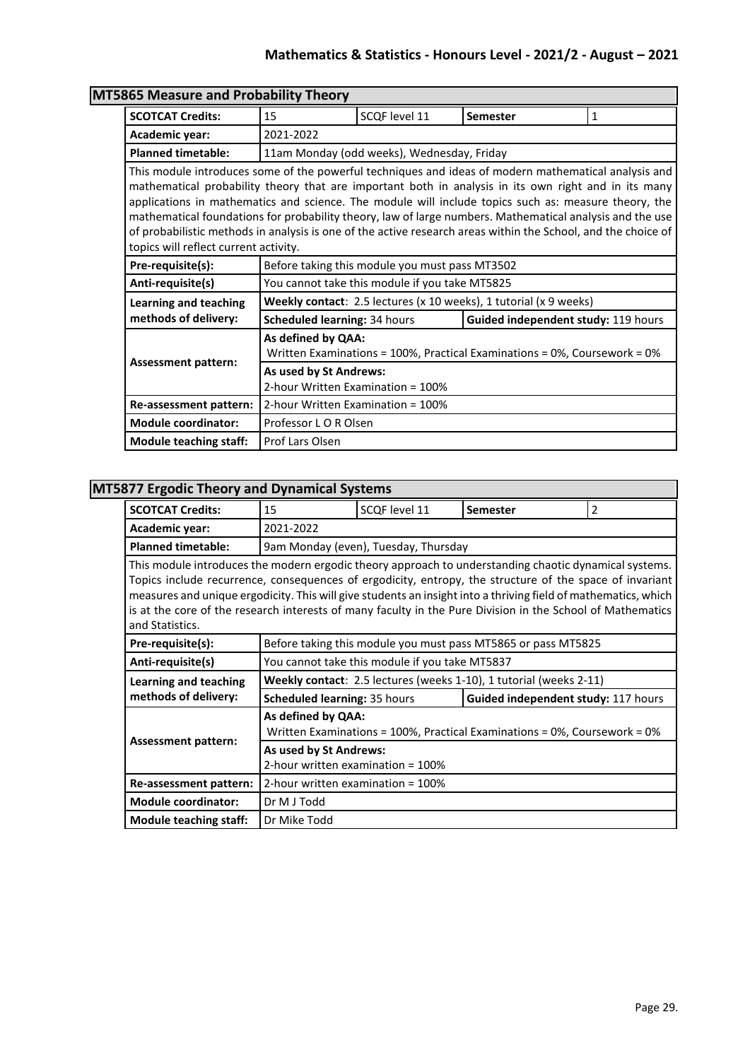## MT5865 Measure and Probability Theory

| SCOTCAT Credits: | 15 | SCQF level 11 | Semester | 1 |
|---|---|---|---|---|
| Academic year: | 2021-2022 | | | |
| Planned timetable: | 11am Monday (odd weeks), Wednesday, Friday | | | |

This module introduces some of the powerful techniques and ideas of modern mathematical analysis and mathematical probability theory that are important both in analysis in its own right and in its many applications in mathematics and science. The module will include topics such as: measure theory, the mathematical foundations for probability theory, law of large numbers. Mathematical analysis and the use of probabilistic methods in analysis is one of the active research areas within the School, and the choice of topics will reflect current activity.

| | | |
|---|---|---|
| **Pre-requisite(s):** | Before taking this module you must pass MT3502 | |
| **Anti-requisite(s)** | You cannot take this module if you take MT5825 | |
| **Learning and teaching methods of delivery:** | **Weekly contact**: 2.5 lectures (x 10 weeks), 1 tutorial (x 9 weeks) | |
| | **Scheduled learning:** 34 hours | **Guided independent study:** 119 hours |
| **Assessment pattern:** | **As defined by QAA:** Written Examinations = 100%, Practical Examinations = 0%, Coursework = 0% | |
| | **As used by St Andrews:** 2-hour Written Examination = 100% | |
| **Re-assessment pattern:** | 2-hour Written Examination = 100% | |
| **Module coordinator:** | Professor L O R Olsen | |
| **Module teaching staff:** | Prof Lars Olsen | |

## MT5877 Ergodic Theory and Dynamical Systems

| SCOTCAT Credits: | 15 | SCQF level 11 | Semester | 2 |
|---|---|---|---|---|
| Academic year: | 2021-2022 | | | |
| Planned timetable: | 9am Monday (even), Tuesday, Thursday | | | |

This module introduces the modern ergodic theory approach to understanding chaotic dynamical systems. Topics include recurrence, consequences of ergodicity, entropy, the structure of the space of invariant measures and unique ergodicity. This will give students an insight into a thriving field of mathematics, which is at the core of the research interests of many faculty in the Pure Division in the School of Mathematics and Statistics.

| | | |
|---|---|---|
| **Pre-requisite(s):** | Before taking this module you must pass MT5865 or pass MT5825 | |
| **Anti-requisite(s)** | You cannot take this module if you take MT5837 | |
| **Learning and teaching methods of delivery:** | **Weekly contact**: 2.5 lectures (weeks 1-10), 1 tutorial (weeks 2-11) | |
| | **Scheduled learning:** 35 hours | **Guided independent study:** 117 hours |
| **Assessment pattern:** | **As defined by QAA:** Written Examinations = 100%, Practical Examinations = 0%, Coursework = 0% | |
| | **As used by St Andrews:** 2-hour written examination = 100% | |
| **Re-assessment pattern:** | 2-hour written examination = 100% | |
| **Module coordinator:** | Dr M J Todd | |
| **Module teaching staff:** | Dr Mike Todd | |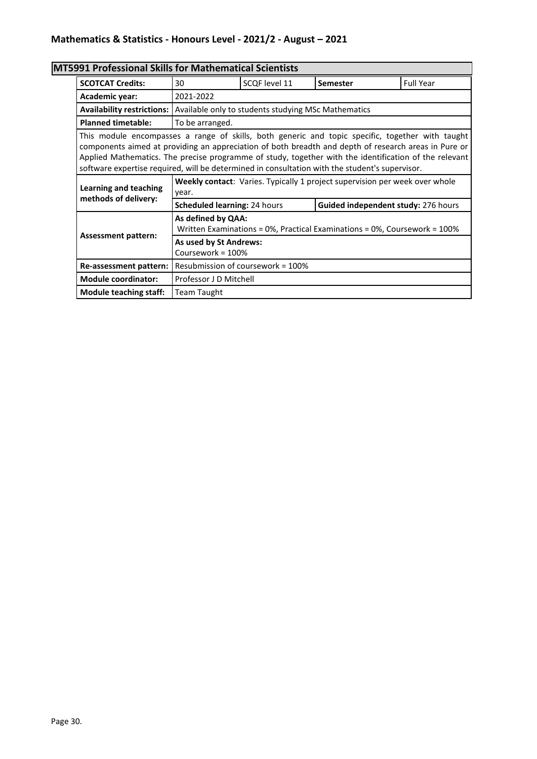## MT5991 Professional Skills for Mathematical Scientists

| | | | | |
|---|---|---|---|---|
| **SCOTCAT Credits:** | 30 | SCQF level 11 | **Semester** | Full Year |
| **Academic year:** | 2021-2022 | | | |
| **Availability restrictions:** | Available only to students studying MSc Mathematics | | | |
| **Planned timetable:** | To be arranged. | | | |

This module encompasses a range of skills, both generic and topic specific, together with taught components aimed at providing an appreciation of both breadth and depth of research areas in Pure or Applied Mathematics. The precise programme of study, together with the identification of the relevant software expertise required, will be determined in consultation with the student's supervisor.

| | | |
|---|---|---|
| **Learning and teaching methods of delivery:** | **Weekly contact**: Varies. Typically 1 project supervision per week over whole year. | |
| | **Scheduled learning:** 24 hours | **Guided independent study:** 276 hours |
| **Assessment pattern:** | **As defined by QAA:** Written Examinations = 0%, Practical Examinations = 0%, Coursework = 100% | |
| | **As used by St Andrews:** Coursework = 100% | |
| **Re-assessment pattern:** | Resubmission of coursework = 100% | |
| **Module coordinator:** | Professor J D Mitchell | |
| **Module teaching staff:** | Team Taught | |